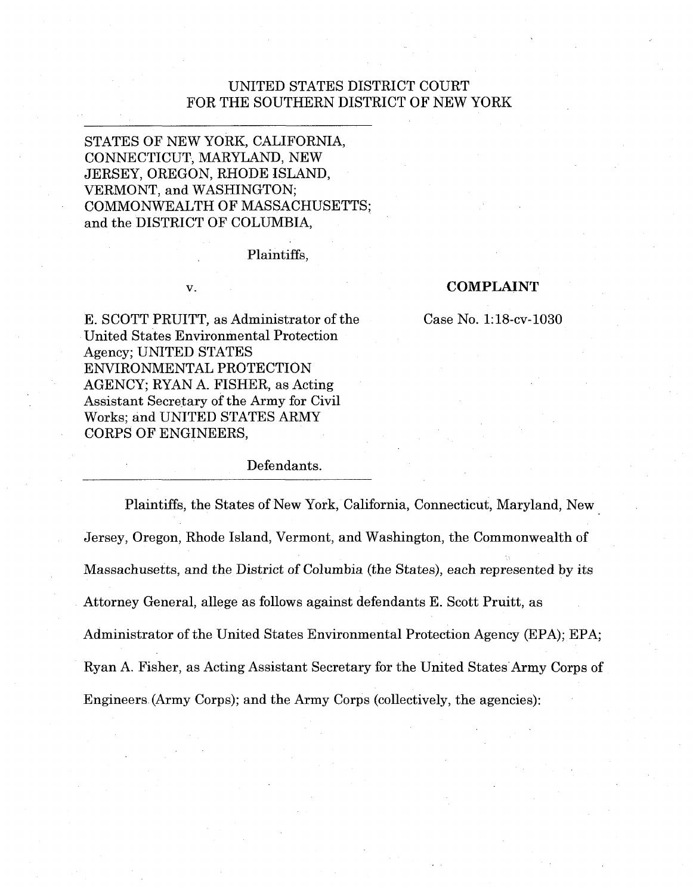UNITED STATES DISTRICT COURT
FOR THE SOUTHERN DISTRICT OF NEW YORK

STATES OF NEW YORK, CALIFORNIA, CONNECTICUT, MARYLAND, NEW JERSEY, OREGON, RHODE ISLAND, VERMONT, and WASHINGTON; COMMONWEALTH OF MASSACHUSETTS; and the DISTRICT OF COLUMBIA,

Plaintiffs,

v.

E. SCOTT PRUITT, as Administrator of the United States Environmental Protection Agency; UNITED STATES ENVIRONMENTAL PROTECTION AGENCY; RYAN A. FISHER, as Acting Assistant Secretary of the Army for Civil Works; and UNITED STATES ARMY CORPS OF ENGINEERS,

Defendants.

**COMPLAINT**

Case No. 1:18-cv-1030

Plaintiffs, the States of New York, California, Connecticut, Maryland, New Jersey, Oregon, Rhode Island, Vermont, and Washington, the Commonwealth of Massachusetts, and the District of Columbia (the States), each represented by its Attorney General, allege as follows against defendants E. Scott Pruitt, as Administrator of the United States Environmental Protection Agency (EPA); EPA; Ryan A. Fisher, as Acting Assistant Secretary for the United States Army Corps of Engineers (Army Corps); and the Army Corps (collectively, the agencies):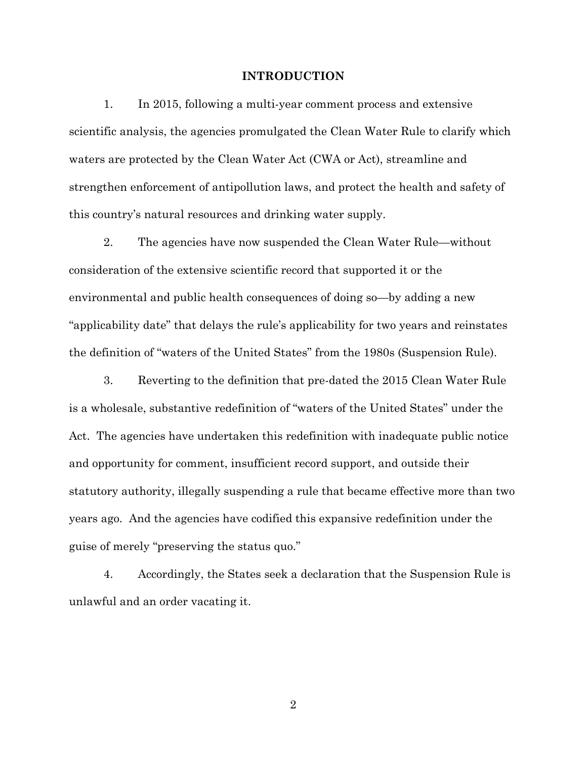## INTRODUCTION

1. In 2015, following a multi-year comment process and extensive scientific analysis, the agencies promulgated the Clean Water Rule to clarify which waters are protected by the Clean Water Act (CWA or Act), streamline and strengthen enforcement of antipollution laws, and protect the health and safety of this country's natural resources and drinking water supply.

2. The agencies have now suspended the Clean Water Rule—without consideration of the extensive scientific record that supported it or the environmental and public health consequences of doing so—by adding a new "applicability date" that delays the rule's applicability for two years and reinstates the definition of "waters of the United States" from the 1980s (Suspension Rule).

3. Reverting to the definition that pre-dated the 2015 Clean Water Rule is a wholesale, substantive redefinition of "waters of the United States" under the Act. The agencies have undertaken this redefinition with inadequate public notice and opportunity for comment, insufficient record support, and outside their statutory authority, illegally suspending a rule that became effective more than two years ago. And the agencies have codified this expansive redefinition under the guise of merely "preserving the status quo."

4. Accordingly, the States seek a declaration that the Suspension Rule is unlawful and an order vacating it.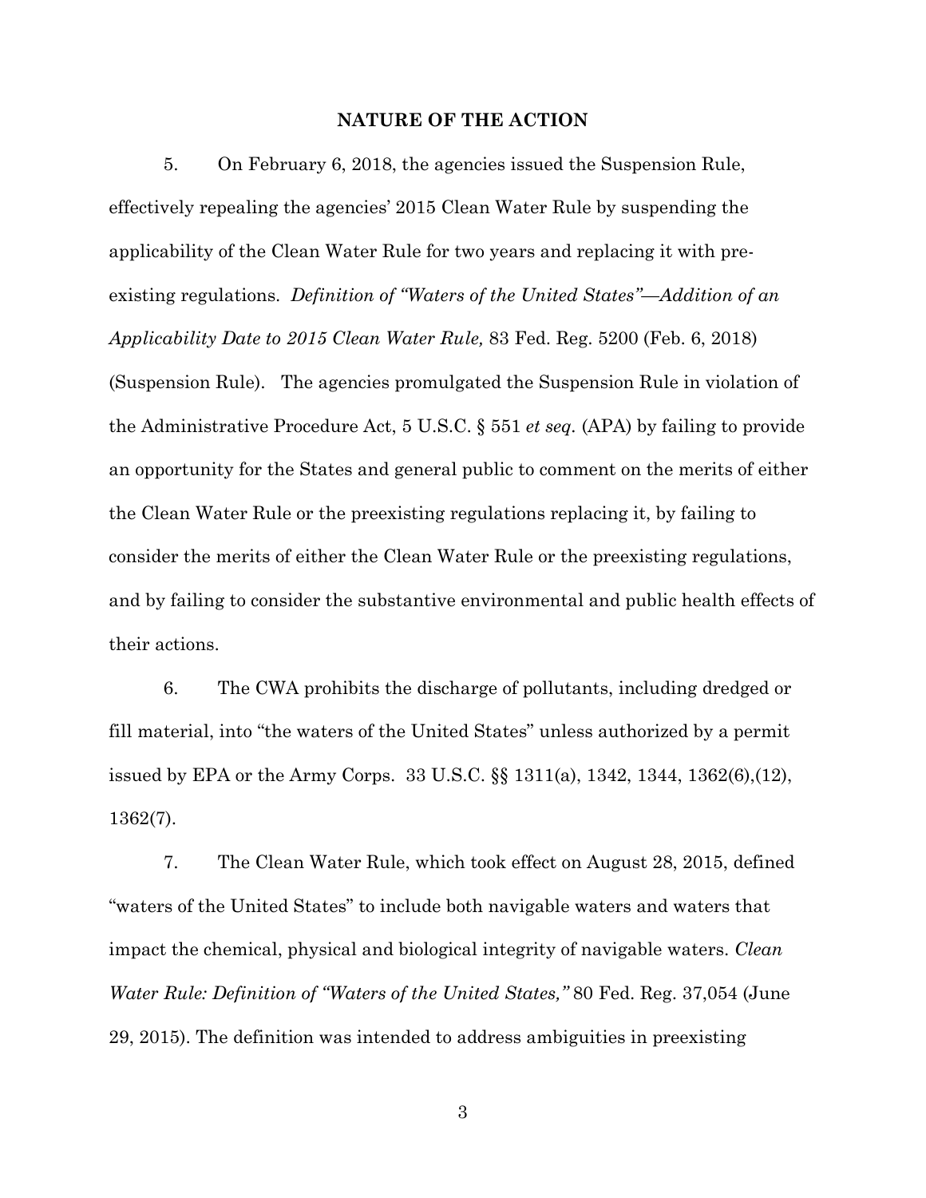## NATURE OF THE ACTION

5. On February 6, 2018, the agencies issued the Suspension Rule, effectively repealing the agencies' 2015 Clean Water Rule by suspending the applicability of the Clean Water Rule for two years and replacing it with pre-existing regulations. *Definition of "Waters of the United States"—Addition of an Applicability Date to 2015 Clean Water Rule,* 83 Fed. Reg. 5200 (Feb. 6, 2018) (Suspension Rule). The agencies promulgated the Suspension Rule in violation of the Administrative Procedure Act, 5 U.S.C. § 551 *et seq.* (APA) by failing to provide an opportunity for the States and general public to comment on the merits of either the Clean Water Rule or the preexisting regulations replacing it, by failing to consider the merits of either the Clean Water Rule or the preexisting regulations, and by failing to consider the substantive environmental and public health effects of their actions.

6. The CWA prohibits the discharge of pollutants, including dredged or fill material, into "the waters of the United States" unless authorized by a permit issued by EPA or the Army Corps. 33 U.S.C. §§ 1311(a), 1342, 1344, 1362(6),(12), 1362(7).

7. The Clean Water Rule, which took effect on August 28, 2015, defined "waters of the United States" to include both navigable waters and waters that impact the chemical, physical and biological integrity of navigable waters. *Clean Water Rule: Definition of "Waters of the United States,"* 80 Fed. Reg. 37,054 (June 29, 2015). The definition was intended to address ambiguities in preexisting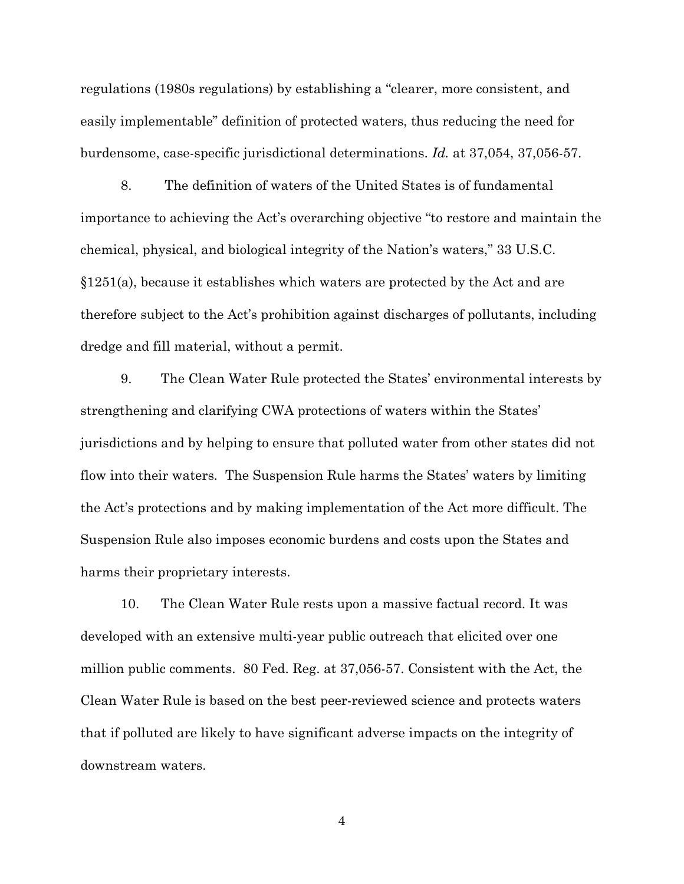regulations (1980s regulations) by establishing a "clearer, more consistent, and easily implementable" definition of protected waters, thus reducing the need for burdensome, case-specific jurisdictional determinations. *Id.* at 37,054, 37,056-57.

8. The definition of waters of the United States is of fundamental importance to achieving the Act's overarching objective "to restore and maintain the chemical, physical, and biological integrity of the Nation's waters," 33 U.S.C. §1251(a), because it establishes which waters are protected by the Act and are therefore subject to the Act's prohibition against discharges of pollutants, including dredge and fill material, without a permit.

9. The Clean Water Rule protected the States' environmental interests by strengthening and clarifying CWA protections of waters within the States' jurisdictions and by helping to ensure that polluted water from other states did not flow into their waters. The Suspension Rule harms the States' waters by limiting the Act's protections and by making implementation of the Act more difficult. The Suspension Rule also imposes economic burdens and costs upon the States and harms their proprietary interests.

10. The Clean Water Rule rests upon a massive factual record. It was developed with an extensive multi-year public outreach that elicited over one million public comments. 80 Fed. Reg. at 37,056-57. Consistent with the Act, the Clean Water Rule is based on the best peer-reviewed science and protects waters that if polluted are likely to have significant adverse impacts on the integrity of downstream waters.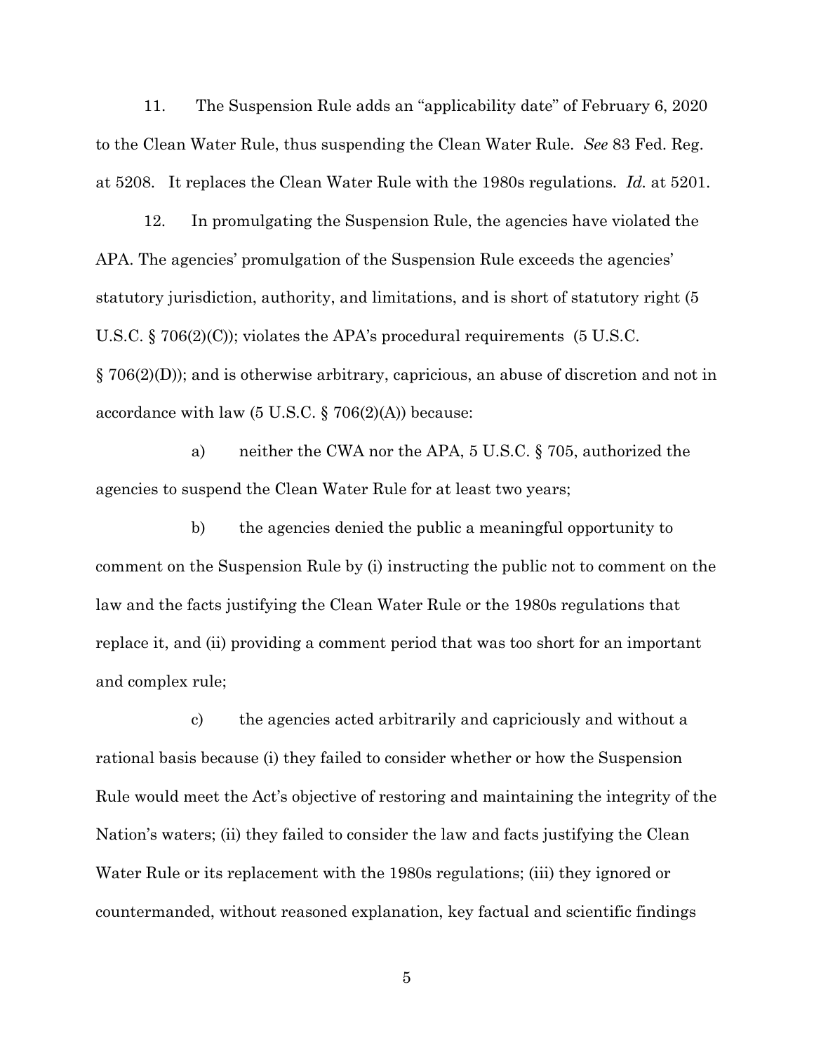11. The Suspension Rule adds an "applicability date" of February 6, 2020 to the Clean Water Rule, thus suspending the Clean Water Rule. *See* 83 Fed. Reg. at 5208. It replaces the Clean Water Rule with the 1980s regulations. *Id.* at 5201.

12. In promulgating the Suspension Rule, the agencies have violated the APA. The agencies' promulgation of the Suspension Rule exceeds the agencies' statutory jurisdiction, authority, and limitations, and is short of statutory right (5 U.S.C. § 706(2)(C)); violates the APA's procedural requirements (5 U.S.C. § 706(2)(D)); and is otherwise arbitrary, capricious, an abuse of discretion and not in accordance with law (5 U.S.C. § 706(2)(A)) because:

a) neither the CWA nor the APA, 5 U.S.C. § 705, authorized the agencies to suspend the Clean Water Rule for at least two years;

b) the agencies denied the public a meaningful opportunity to comment on the Suspension Rule by (i) instructing the public not to comment on the law and the facts justifying the Clean Water Rule or the 1980s regulations that replace it, and (ii) providing a comment period that was too short for an important and complex rule;

c) the agencies acted arbitrarily and capriciously and without a rational basis because (i) they failed to consider whether or how the Suspension Rule would meet the Act's objective of restoring and maintaining the integrity of the Nation's waters; (ii) they failed to consider the law and facts justifying the Clean Water Rule or its replacement with the 1980s regulations; (iii) they ignored or countermanded, without reasoned explanation, key factual and scientific findings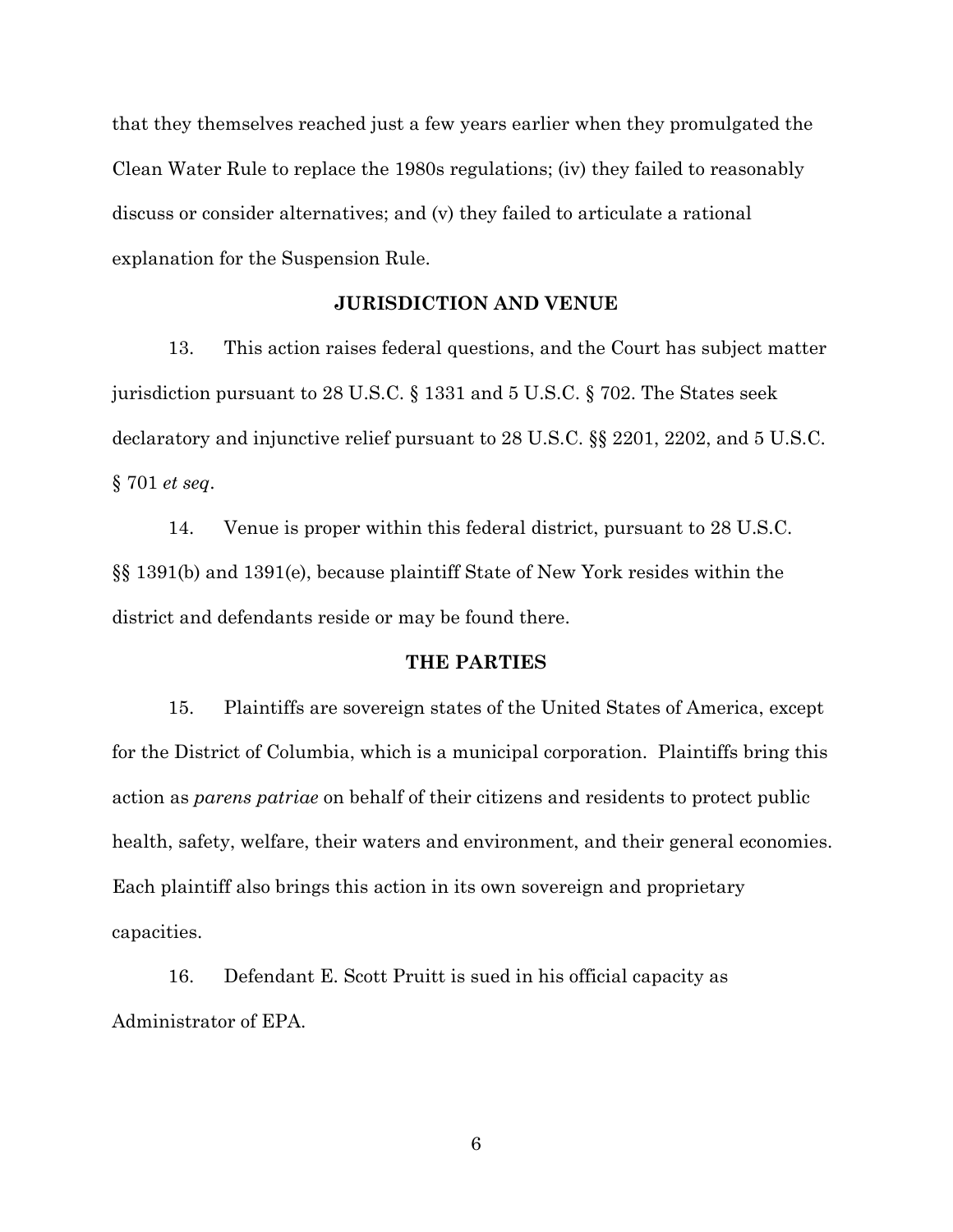that they themselves reached just a few years earlier when they promulgated the Clean Water Rule to replace the 1980s regulations; (iv) they failed to reasonably discuss or consider alternatives; and (v) they failed to articulate a rational explanation for the Suspension Rule.

## JURISDICTION AND VENUE

13. This action raises federal questions, and the Court has subject matter jurisdiction pursuant to 28 U.S.C. § 1331 and 5 U.S.C. § 702. The States seek declaratory and injunctive relief pursuant to 28 U.S.C. §§ 2201, 2202, and 5 U.S.C. § 701 *et seq*.

14. Venue is proper within this federal district, pursuant to 28 U.S.C. §§ 1391(b) and 1391(e), because plaintiff State of New York resides within the district and defendants reside or may be found there.

## THE PARTIES

15. Plaintiffs are sovereign states of the United States of America, except for the District of Columbia, which is a municipal corporation. Plaintiffs bring this action as *parens patriae* on behalf of their citizens and residents to protect public health, safety, welfare, their waters and environment, and their general economies. Each plaintiff also brings this action in its own sovereign and proprietary capacities.

16. Defendant E. Scott Pruitt is sued in his official capacity as Administrator of EPA.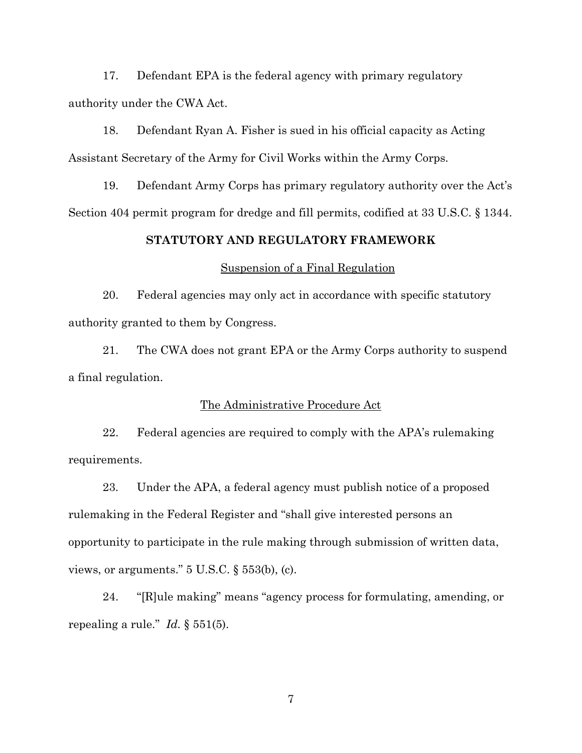17. Defendant EPA is the federal agency with primary regulatory authority under the CWA Act.

18. Defendant Ryan A. Fisher is sued in his official capacity as Acting Assistant Secretary of the Army for Civil Works within the Army Corps.

19. Defendant Army Corps has primary regulatory authority over the Act's Section 404 permit program for dredge and fill permits, codified at 33 U.S.C. § 1344.

## STATUTORY AND REGULATORY FRAMEWORK

### Suspension of a Final Regulation

20. Federal agencies may only act in accordance with specific statutory authority granted to them by Congress.

21. The CWA does not grant EPA or the Army Corps authority to suspend a final regulation.

### The Administrative Procedure Act

22. Federal agencies are required to comply with the APA's rulemaking requirements.

23. Under the APA, a federal agency must publish notice of a proposed rulemaking in the Federal Register and "shall give interested persons an opportunity to participate in the rule making through submission of written data, views, or arguments." 5 U.S.C. § 553(b), (c).

24. "[R]ule making" means "agency process for formulating, amending, or repealing a rule." *Id.* § 551(5).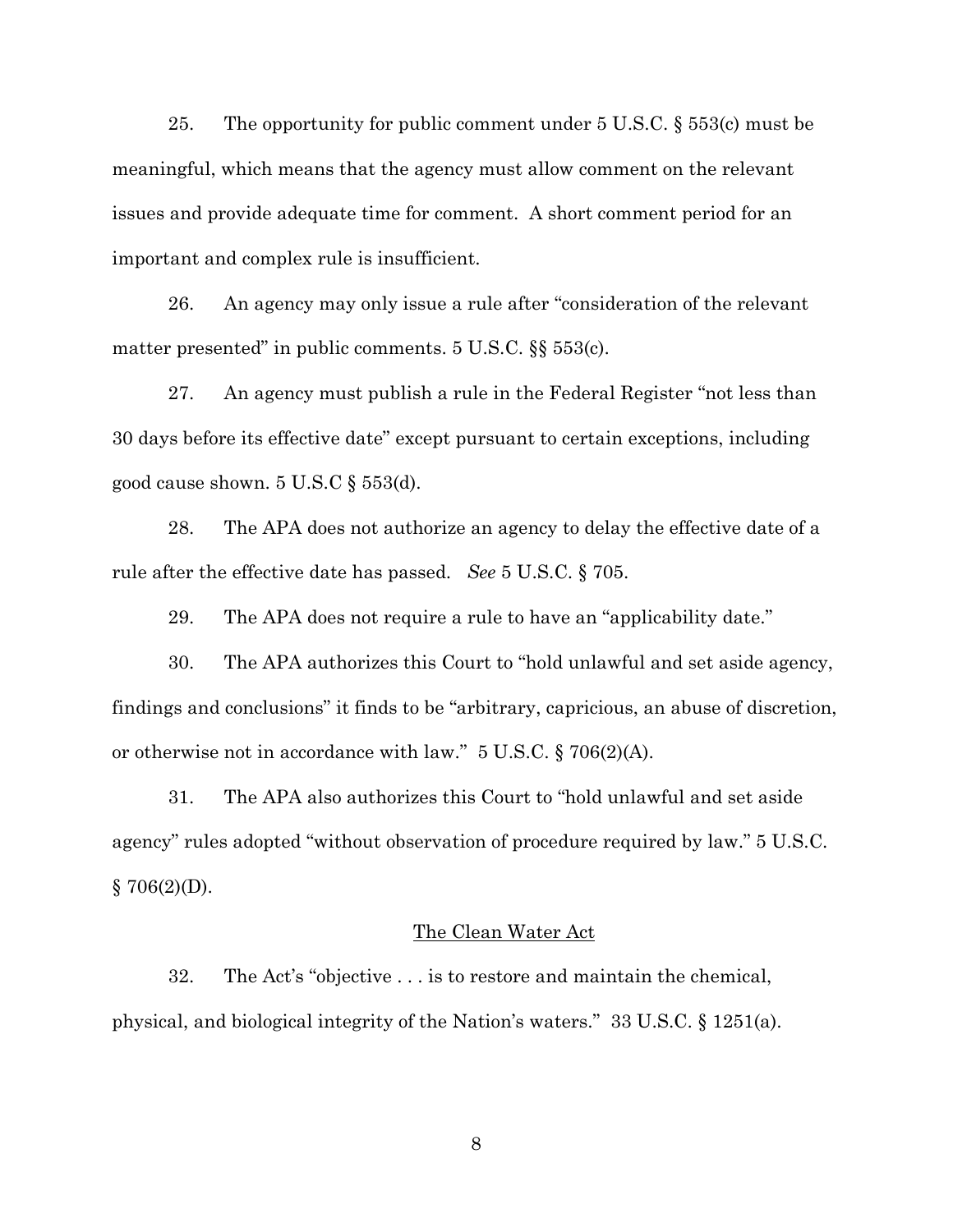25. The opportunity for public comment under 5 U.S.C. § 553(c) must be meaningful, which means that the agency must allow comment on the relevant issues and provide adequate time for comment. A short comment period for an important and complex rule is insufficient.

26. An agency may only issue a rule after "consideration of the relevant matter presented" in public comments. 5 U.S.C. §§ 553(c).

27. An agency must publish a rule in the Federal Register "not less than 30 days before its effective date" except pursuant to certain exceptions, including good cause shown. 5 U.S.C § 553(d).

28. The APA does not authorize an agency to delay the effective date of a rule after the effective date has passed. *See* 5 U.S.C. § 705.

29. The APA does not require a rule to have an "applicability date."

30. The APA authorizes this Court to "hold unlawful and set aside agency, findings and conclusions" it finds to be "arbitrary, capricious, an abuse of discretion, or otherwise not in accordance with law." 5 U.S.C. § 706(2)(A).

31. The APA also authorizes this Court to "hold unlawful and set aside agency" rules adopted "without observation of procedure required by law." 5 U.S.C. § 706(2)(D).

<u>The Clean Water Act</u>

32. The Act's "objective . . . is to restore and maintain the chemical, physical, and biological integrity of the Nation's waters." 33 U.S.C. § 1251(a).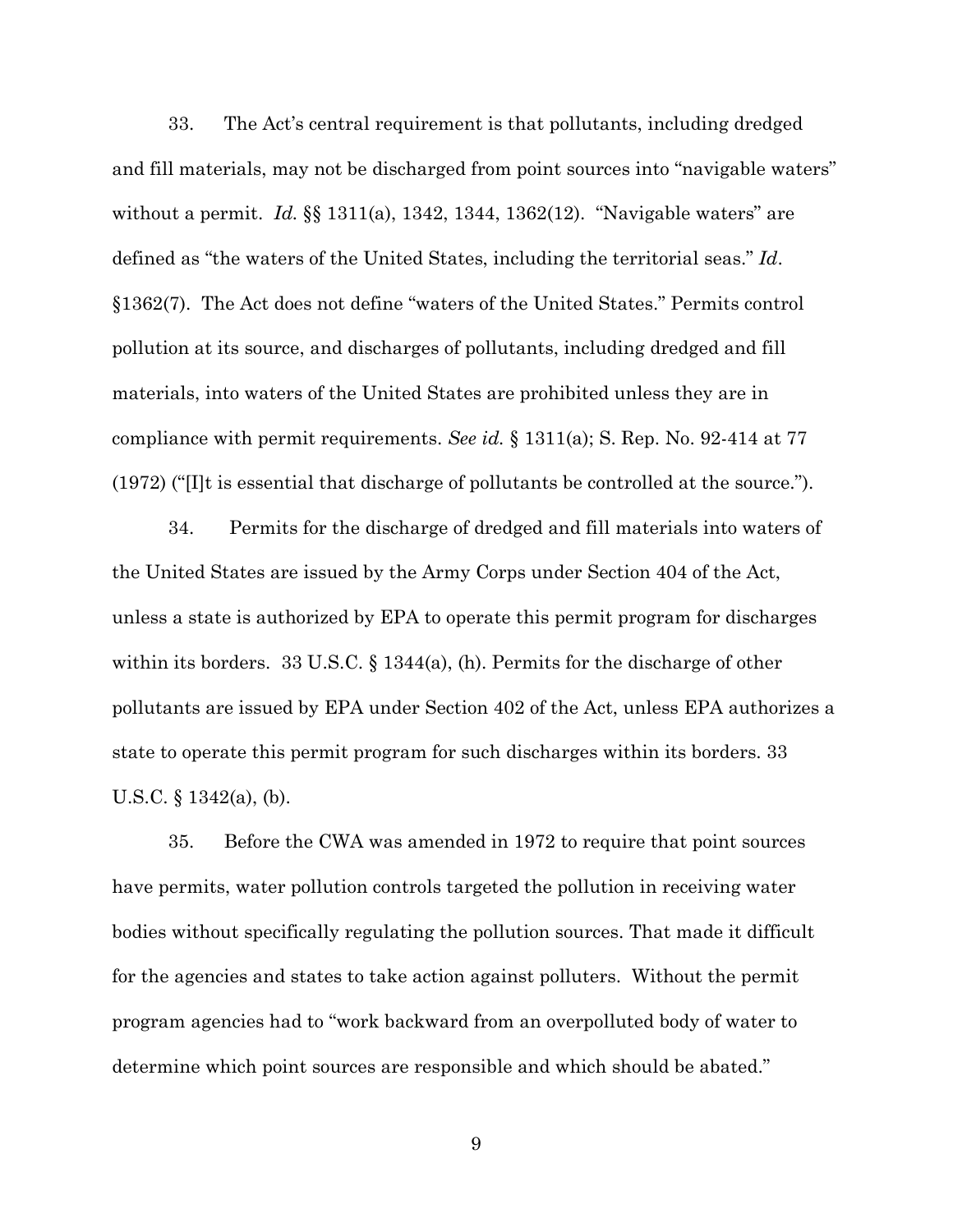33. The Act's central requirement is that pollutants, including dredged and fill materials, may not be discharged from point sources into "navigable waters" without a permit. *Id.* §§ 1311(a), 1342, 1344, 1362(12). "Navigable waters" are defined as "the waters of the United States, including the territorial seas." *Id*. §1362(7). The Act does not define "waters of the United States." Permits control pollution at its source, and discharges of pollutants, including dredged and fill materials, into waters of the United States are prohibited unless they are in compliance with permit requirements. *See id.* § 1311(a); S. Rep. No. 92-414 at 77 (1972) ("[I]t is essential that discharge of pollutants be controlled at the source.").

34. Permits for the discharge of dredged and fill materials into waters of the United States are issued by the Army Corps under Section 404 of the Act, unless a state is authorized by EPA to operate this permit program for discharges within its borders. 33 U.S.C. § 1344(a), (h). Permits for the discharge of other pollutants are issued by EPA under Section 402 of the Act, unless EPA authorizes a state to operate this permit program for such discharges within its borders. 33 U.S.C. § 1342(a), (b).

35. Before the CWA was amended in 1972 to require that point sources have permits, water pollution controls targeted the pollution in receiving water bodies without specifically regulating the pollution sources. That made it difficult for the agencies and states to take action against polluters. Without the permit program agencies had to "work backward from an overpolluted body of water to determine which point sources are responsible and which should be abated."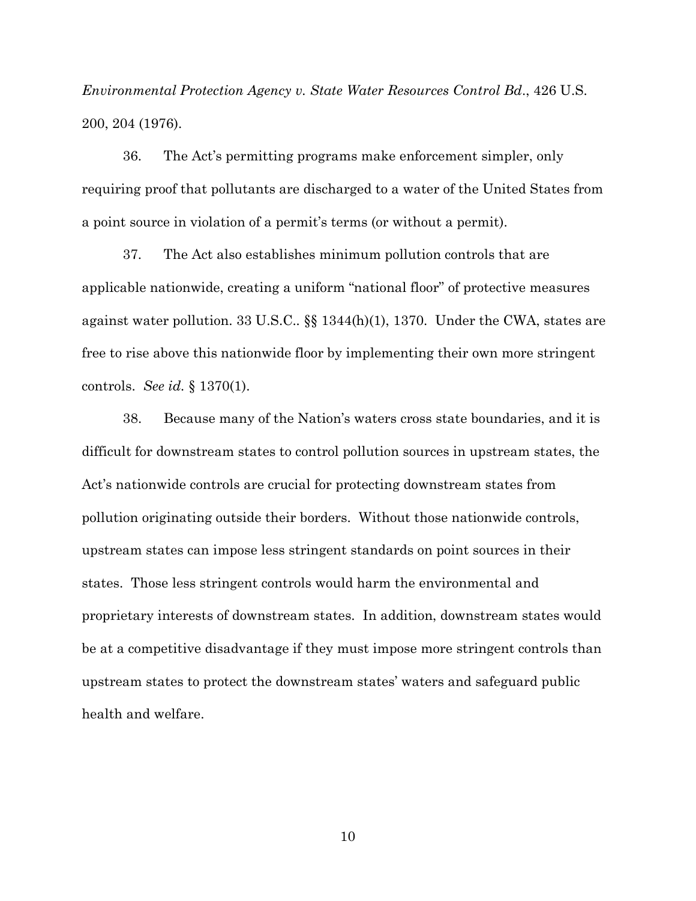*Environmental Protection Agency v. State Water Resources Control Bd*., 426 U.S. 200, 204 (1976).

36. The Act's permitting programs make enforcement simpler, only requiring proof that pollutants are discharged to a water of the United States from a point source in violation of a permit's terms (or without a permit).

37. The Act also establishes minimum pollution controls that are applicable nationwide, creating a uniform "national floor" of protective measures against water pollution. 33 U.S.C.. §§ 1344(h)(1), 1370. Under the CWA, states are free to rise above this nationwide floor by implementing their own more stringent controls. *See id.* § 1370(1).

38. Because many of the Nation's waters cross state boundaries, and it is difficult for downstream states to control pollution sources in upstream states, the Act's nationwide controls are crucial for protecting downstream states from pollution originating outside their borders. Without those nationwide controls, upstream states can impose less stringent standards on point sources in their states. Those less stringent controls would harm the environmental and proprietary interests of downstream states. In addition, downstream states would be at a competitive disadvantage if they must impose more stringent controls than upstream states to protect the downstream states' waters and safeguard public health and welfare.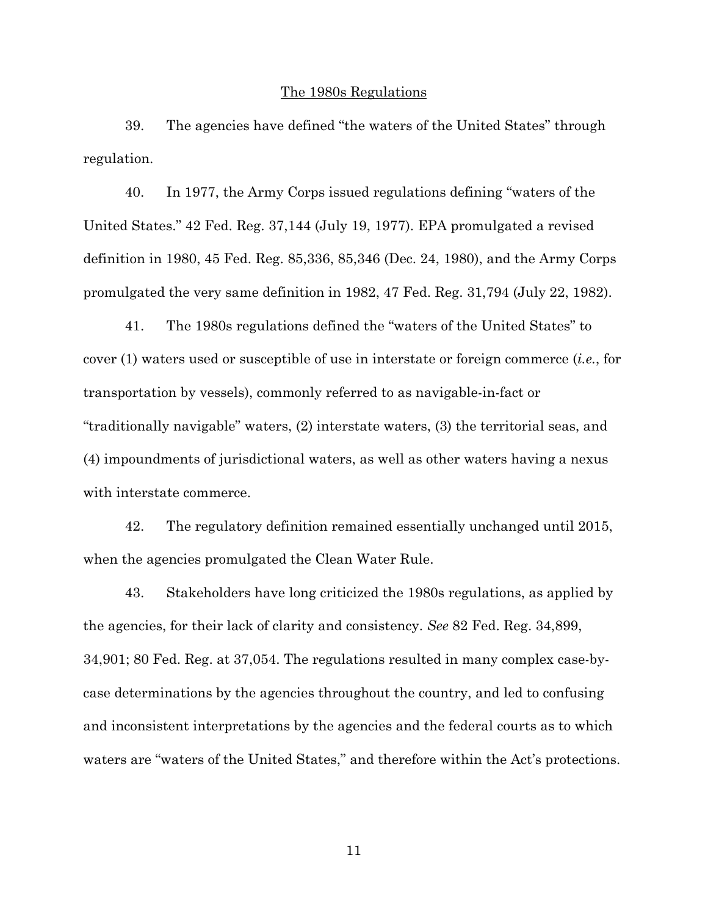## The 1980s Regulations

39. The agencies have defined "the waters of the United States" through regulation.

40. In 1977, the Army Corps issued regulations defining "waters of the United States." 42 Fed. Reg. 37,144 (July 19, 1977). EPA promulgated a revised definition in 1980, 45 Fed. Reg. 85,336, 85,346 (Dec. 24, 1980), and the Army Corps promulgated the very same definition in 1982, 47 Fed. Reg. 31,794 (July 22, 1982).

41. The 1980s regulations defined the "waters of the United States" to cover (1) waters used or susceptible of use in interstate or foreign commerce (*i.e.*, for transportation by vessels), commonly referred to as navigable-in-fact or "traditionally navigable" waters, (2) interstate waters, (3) the territorial seas, and (4) impoundments of jurisdictional waters, as well as other waters having a nexus with interstate commerce.

42. The regulatory definition remained essentially unchanged until 2015, when the agencies promulgated the Clean Water Rule.

43. Stakeholders have long criticized the 1980s regulations, as applied by the agencies, for their lack of clarity and consistency. *See* 82 Fed. Reg. 34,899, 34,901; 80 Fed. Reg. at 37,054. The regulations resulted in many complex case-by-case determinations by the agencies throughout the country, and led to confusing and inconsistent interpretations by the agencies and the federal courts as to which waters are "waters of the United States," and therefore within the Act's protections.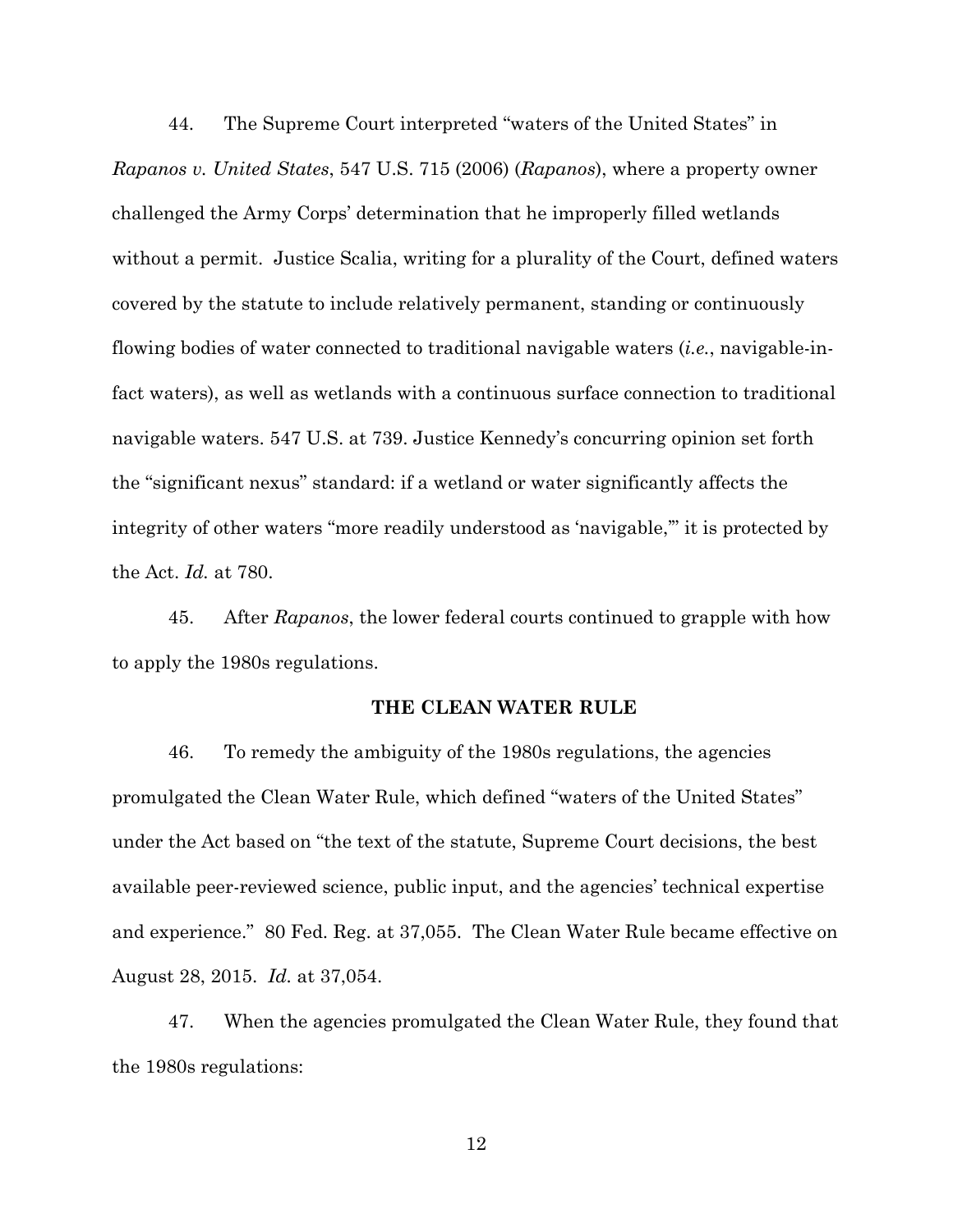44. The Supreme Court interpreted "waters of the United States" in *Rapanos v. United States*, 547 U.S. 715 (2006) (*Rapanos*), where a property owner challenged the Army Corps' determination that he improperly filled wetlands without a permit. Justice Scalia, writing for a plurality of the Court, defined waters covered by the statute to include relatively permanent, standing or continuously flowing bodies of water connected to traditional navigable waters (*i.e.*, navigable-in-fact waters), as well as wetlands with a continuous surface connection to traditional navigable waters. 547 U.S. at 739. Justice Kennedy's concurring opinion set forth the "significant nexus" standard: if a wetland or water significantly affects the integrity of other waters "more readily understood as 'navigable,'" it is protected by the Act. *Id.* at 780.

45. After *Rapanos*, the lower federal courts continued to grapple with how to apply the 1980s regulations.

## THE CLEAN WATER RULE

46. To remedy the ambiguity of the 1980s regulations, the agencies promulgated the Clean Water Rule, which defined "waters of the United States" under the Act based on "the text of the statute, Supreme Court decisions, the best available peer-reviewed science, public input, and the agencies' technical expertise and experience." 80 Fed. Reg. at 37,055. The Clean Water Rule became effective on August 28, 2015. *Id.* at 37,054.

47. When the agencies promulgated the Clean Water Rule, they found that the 1980s regulations: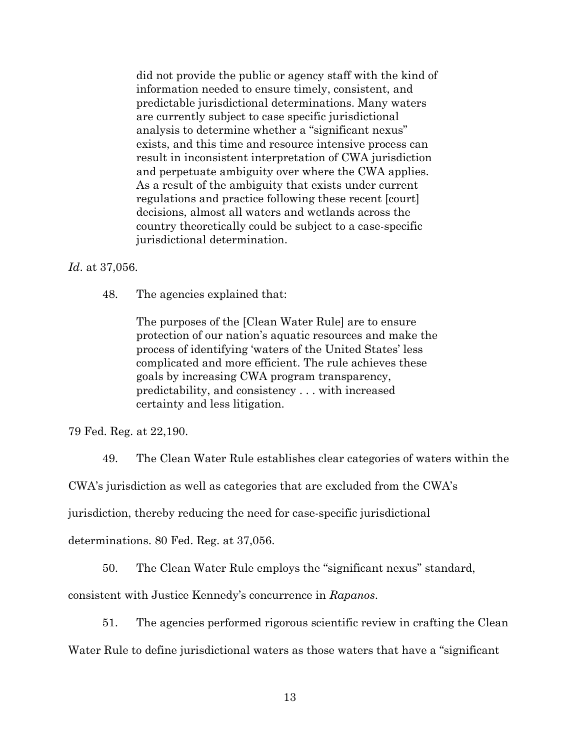> did not provide the public or agency staff with the kind of information needed to ensure timely, consistent, and predictable jurisdictional determinations. Many waters are currently subject to case specific jurisdictional analysis to determine whether a "significant nexus" exists, and this time and resource intensive process can result in inconsistent interpretation of CWA jurisdiction and perpetuate ambiguity over where the CWA applies. As a result of the ambiguity that exists under current regulations and practice following these recent [court] decisions, almost all waters and wetlands across the country theoretically could be subject to a case-specific jurisdictional determination.

*Id*. at 37,056.

48. The agencies explained that:

> The purposes of the [Clean Water Rule] are to ensure protection of our nation's aquatic resources and make the process of identifying 'waters of the United States' less complicated and more efficient. The rule achieves these goals by increasing CWA program transparency, predictability, and consistency . . . with increased certainty and less litigation.

79 Fed. Reg. at 22,190.

49. The Clean Water Rule establishes clear categories of waters within the CWA's jurisdiction as well as categories that are excluded from the CWA's jurisdiction, thereby reducing the need for case-specific jurisdictional determinations. 80 Fed. Reg. at 37,056.

50. The Clean Water Rule employs the "significant nexus" standard, consistent with Justice Kennedy's concurrence in *Rapanos*.

51. The agencies performed rigorous scientific review in crafting the Clean Water Rule to define jurisdictional waters as those waters that have a "significant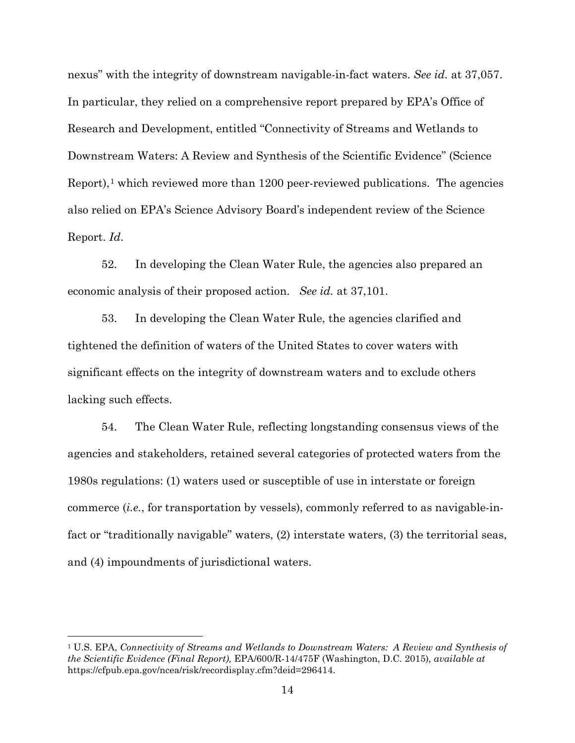nexus" with the integrity of downstream navigable-in-fact waters. *See id.* at 37,057. In particular, they relied on a comprehensive report prepared by EPA's Office of Research and Development, entitled "Connectivity of Streams and Wetlands to Downstream Waters: A Review and Synthesis of the Scientific Evidence" (Science Report),[1] which reviewed more than 1200 peer-reviewed publications. The agencies also relied on EPA's Science Advisory Board's independent review of the Science Report. *Id*.

52. In developing the Clean Water Rule, the agencies also prepared an economic analysis of their proposed action. *See id.* at 37,101.

53. In developing the Clean Water Rule, the agencies clarified and tightened the definition of waters of the United States to cover waters with significant effects on the integrity of downstream waters and to exclude others lacking such effects.

54. The Clean Water Rule, reflecting longstanding consensus views of the agencies and stakeholders, retained several categories of protected waters from the 1980s regulations: (1) waters used or susceptible of use in interstate or foreign commerce (*i.e.*, for transportation by vessels), commonly referred to as navigable-in-fact or "traditionally navigable" waters, (2) interstate waters, (3) the territorial seas, and (4) impoundments of jurisdictional waters.

---

[1] U.S. EPA, *Connectivity of Streams and Wetlands to Downstream Waters: A Review and Synthesis of the Scientific Evidence (Final Report),* EPA/600/R-14/475F (Washington, D.C. 2015)*, available at* https://cfpub.epa.gov/ncea/risk/recordisplay.cfm?deid=296414.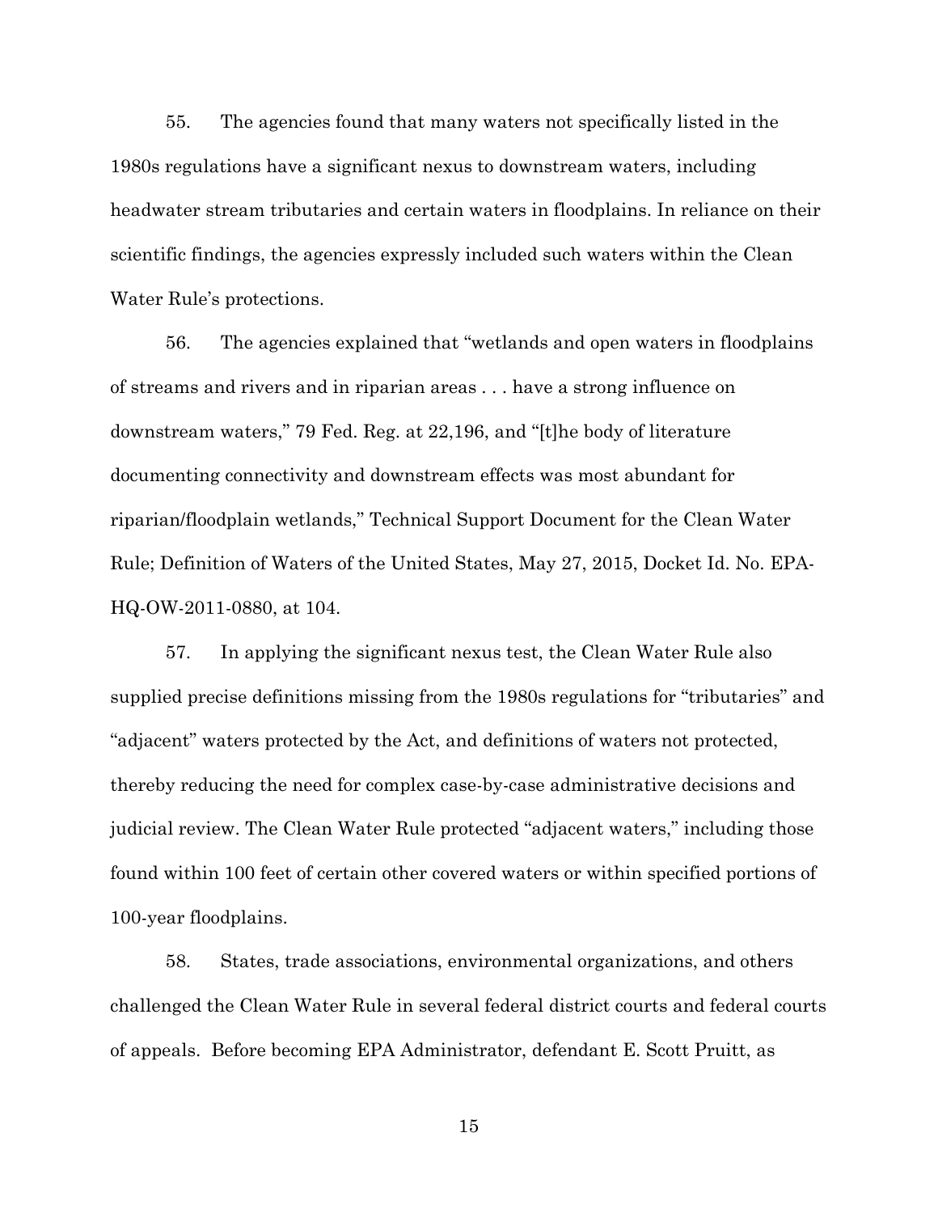55. The agencies found that many waters not specifically listed in the 1980s regulations have a significant nexus to downstream waters, including headwater stream tributaries and certain waters in floodplains. In reliance on their scientific findings, the agencies expressly included such waters within the Clean Water Rule's protections.

56. The agencies explained that "wetlands and open waters in floodplains of streams and rivers and in riparian areas . . . have a strong influence on downstream waters," 79 Fed. Reg. at 22,196, and "[t]he body of literature documenting connectivity and downstream effects was most abundant for riparian/floodplain wetlands," Technical Support Document for the Clean Water Rule; Definition of Waters of the United States, May 27, 2015, Docket Id. No. EPA-HQ-OW-2011-0880, at 104.

57. In applying the significant nexus test, the Clean Water Rule also supplied precise definitions missing from the 1980s regulations for "tributaries" and "adjacent" waters protected by the Act, and definitions of waters not protected, thereby reducing the need for complex case-by-case administrative decisions and judicial review. The Clean Water Rule protected "adjacent waters," including those found within 100 feet of certain other covered waters or within specified portions of 100-year floodplains.

58. States, trade associations, environmental organizations, and others challenged the Clean Water Rule in several federal district courts and federal courts of appeals. Before becoming EPA Administrator, defendant E. Scott Pruitt, as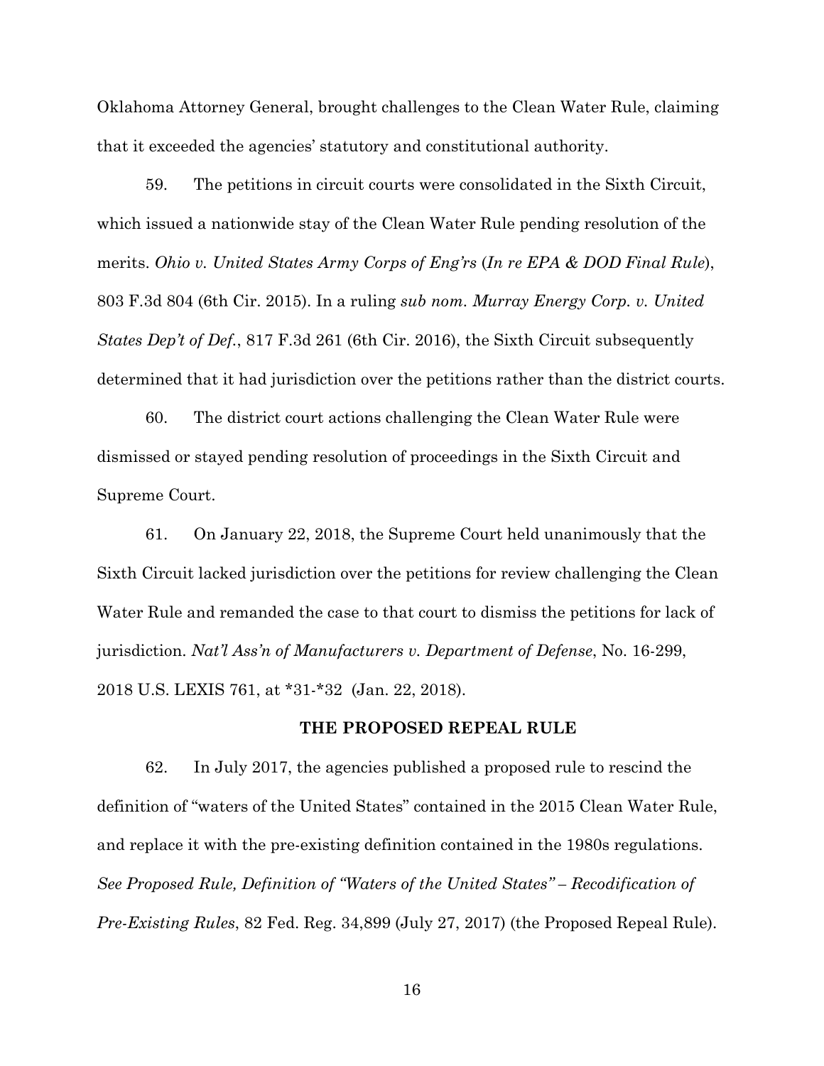Oklahoma Attorney General, brought challenges to the Clean Water Rule, claiming that it exceeded the agencies' statutory and constitutional authority.

59. The petitions in circuit courts were consolidated in the Sixth Circuit, which issued a nationwide stay of the Clean Water Rule pending resolution of the merits. *Ohio v. United States Army Corps of Eng'rs* (*In re EPA & DOD Final Rule*), 803 F.3d 804 (6th Cir. 2015). In a ruling *sub nom. Murray Energy Corp. v. United States Dep't of Def.*, 817 F.3d 261 (6th Cir. 2016), the Sixth Circuit subsequently determined that it had jurisdiction over the petitions rather than the district courts.

60. The district court actions challenging the Clean Water Rule were dismissed or stayed pending resolution of proceedings in the Sixth Circuit and Supreme Court.

61. On January 22, 2018, the Supreme Court held unanimously that the Sixth Circuit lacked jurisdiction over the petitions for review challenging the Clean Water Rule and remanded the case to that court to dismiss the petitions for lack of jurisdiction. *Nat'l Ass'n of Manufacturers v. Department of Defense*, No. 16-299, 2018 U.S. LEXIS 761, at *31-*32 (Jan. 22, 2018).

## THE PROPOSED REPEAL RULE

62. In July 2017, the agencies published a proposed rule to rescind the definition of "waters of the United States" contained in the 2015 Clean Water Rule, and replace it with the pre-existing definition contained in the 1980s regulations. *See Proposed Rule, Definition of "Waters of the United States" – Recodification of Pre-Existing Rules*, 82 Fed. Reg. 34,899 (July 27, 2017) (the Proposed Repeal Rule).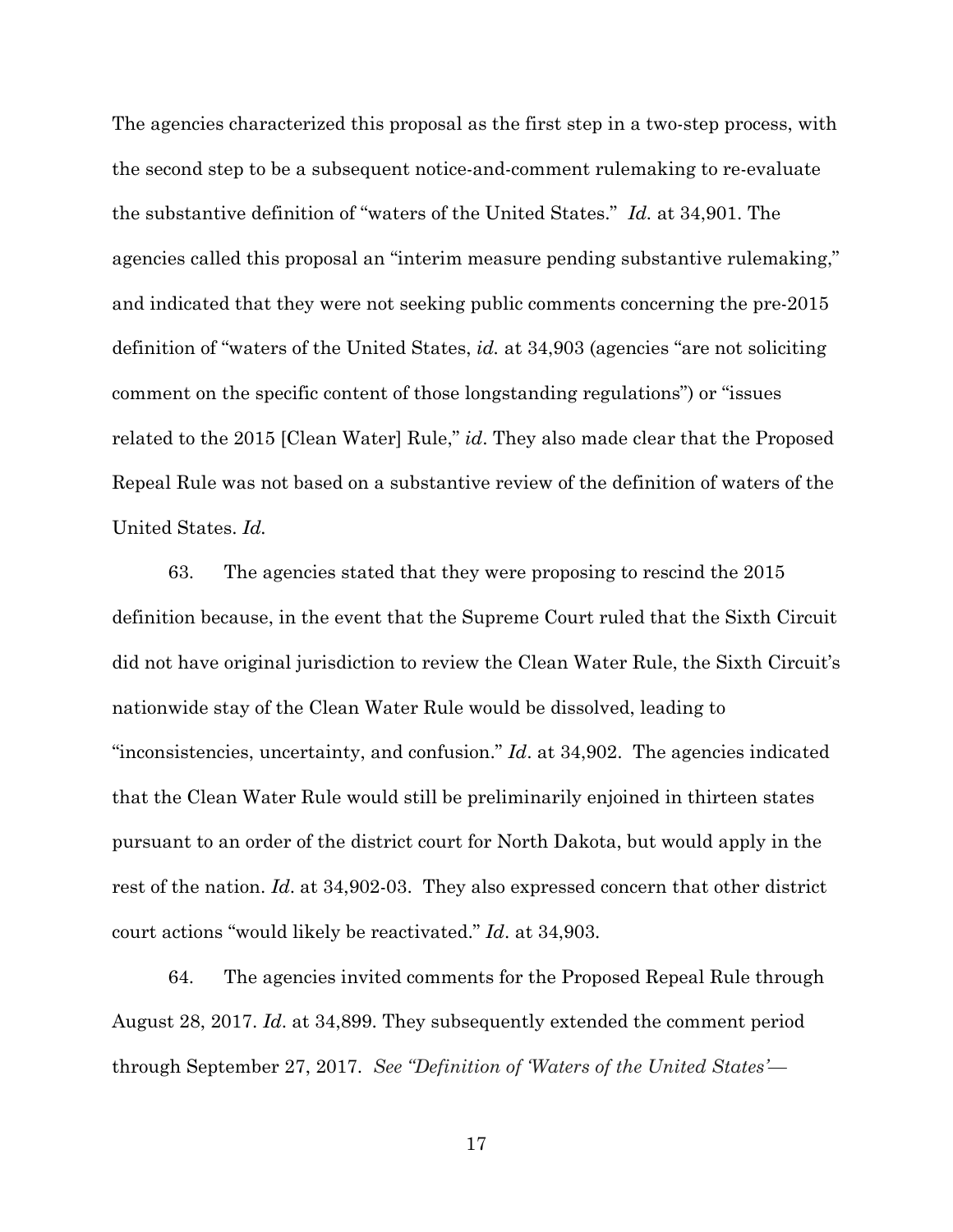The agencies characterized this proposal as the first step in a two-step process, with the second step to be a subsequent notice-and-comment rulemaking to re-evaluate the substantive definition of "waters of the United States." *Id.* at 34,901. The agencies called this proposal an "interim measure pending substantive rulemaking," and indicated that they were not seeking public comments concerning the pre-2015 definition of "waters of the United States, *id.* at 34,903 (agencies "are not soliciting comment on the specific content of those longstanding regulations") or "issues related to the 2015 [Clean Water] Rule," *id*. They also made clear that the Proposed Repeal Rule was not based on a substantive review of the definition of waters of the United States. *Id.*

63. The agencies stated that they were proposing to rescind the 2015 definition because, in the event that the Supreme Court ruled that the Sixth Circuit did not have original jurisdiction to review the Clean Water Rule, the Sixth Circuit's nationwide stay of the Clean Water Rule would be dissolved, leading to "inconsistencies, uncertainty, and confusion." *Id*. at 34,902. The agencies indicated that the Clean Water Rule would still be preliminarily enjoined in thirteen states pursuant to an order of the district court for North Dakota, but would apply in the rest of the nation. *Id*. at 34,902-03. They also expressed concern that other district court actions "would likely be reactivated." *Id*. at 34,903.

64. The agencies invited comments for the Proposed Repeal Rule through August 28, 2017. *Id*. at 34,899. They subsequently extended the comment period through September 27, 2017. *See "Definition of 'Waters of the United States'—*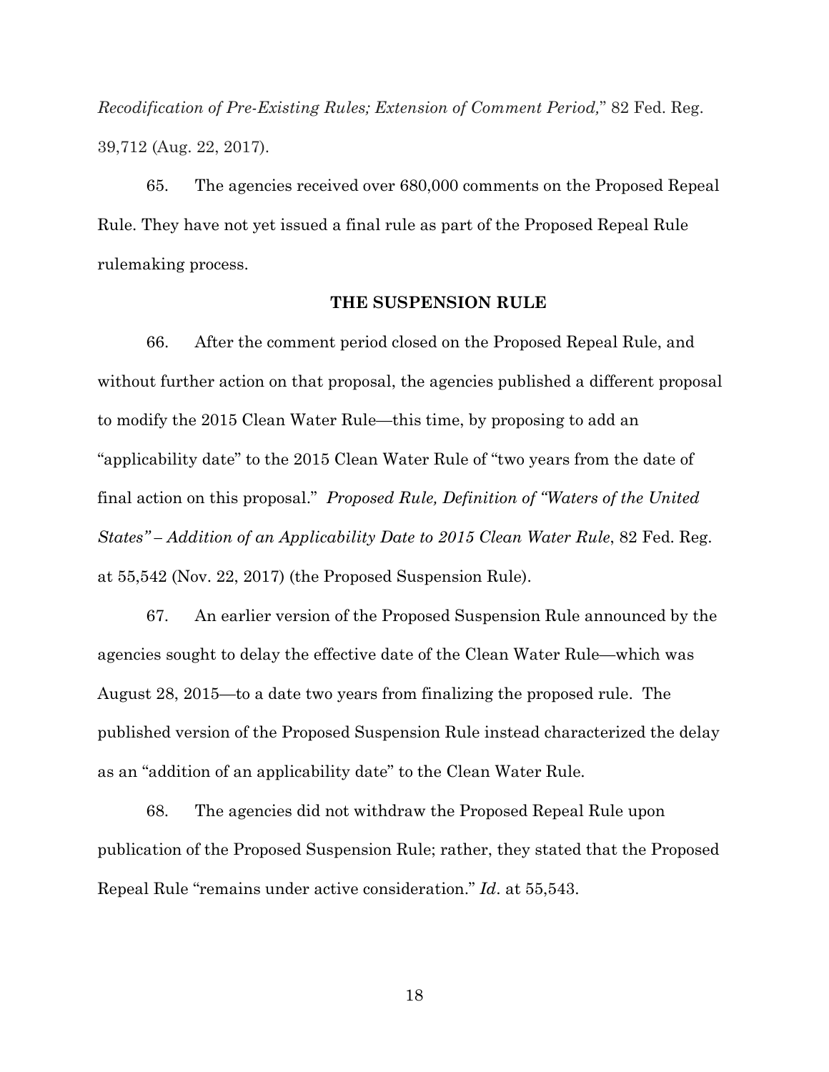*Recodification of Pre-Existing Rules; Extension of Comment Period,*" 82 Fed. Reg. 39,712 (Aug. 22, 2017).

65. The agencies received over 680,000 comments on the Proposed Repeal Rule. They have not yet issued a final rule as part of the Proposed Repeal Rule rulemaking process.

## THE SUSPENSION RULE

66. After the comment period closed on the Proposed Repeal Rule, and without further action on that proposal, the agencies published a different proposal to modify the 2015 Clean Water Rule—this time, by proposing to add an "applicability date" to the 2015 Clean Water Rule of "two years from the date of final action on this proposal." *Proposed Rule, Definition of "Waters of the United States" – Addition of an Applicability Date to 2015 Clean Water Rule*, 82 Fed. Reg. at 55,542 (Nov. 22, 2017) (the Proposed Suspension Rule).

67. An earlier version of the Proposed Suspension Rule announced by the agencies sought to delay the effective date of the Clean Water Rule—which was August 28, 2015—to a date two years from finalizing the proposed rule. The published version of the Proposed Suspension Rule instead characterized the delay as an "addition of an applicability date" to the Clean Water Rule.

68. The agencies did not withdraw the Proposed Repeal Rule upon publication of the Proposed Suspension Rule; rather, they stated that the Proposed Repeal Rule "remains under active consideration." *Id*. at 55,543.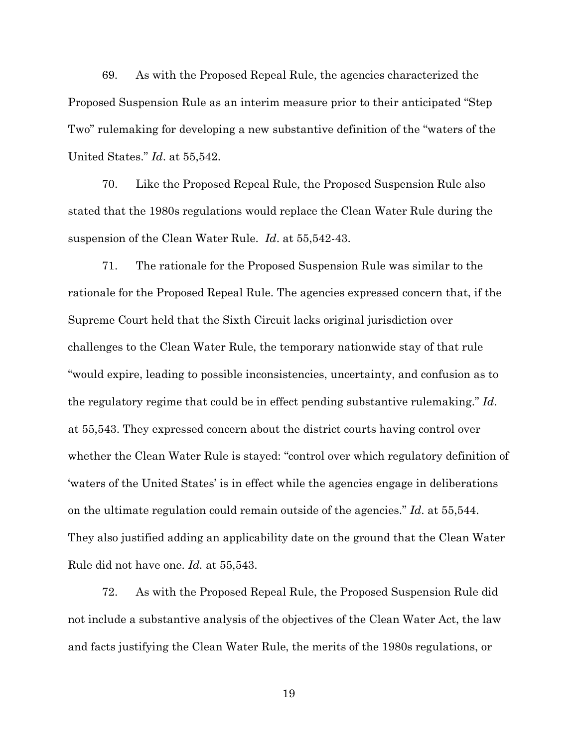69. As with the Proposed Repeal Rule, the agencies characterized the Proposed Suspension Rule as an interim measure prior to their anticipated "Step Two" rulemaking for developing a new substantive definition of the "waters of the United States." *Id*. at 55,542.

70. Like the Proposed Repeal Rule, the Proposed Suspension Rule also stated that the 1980s regulations would replace the Clean Water Rule during the suspension of the Clean Water Rule. *Id*. at 55,542-43.

71. The rationale for the Proposed Suspension Rule was similar to the rationale for the Proposed Repeal Rule. The agencies expressed concern that, if the Supreme Court held that the Sixth Circuit lacks original jurisdiction over challenges to the Clean Water Rule, the temporary nationwide stay of that rule "would expire, leading to possible inconsistencies, uncertainty, and confusion as to the regulatory regime that could be in effect pending substantive rulemaking." *Id*. at 55,543. They expressed concern about the district courts having control over whether the Clean Water Rule is stayed: "control over which regulatory definition of 'waters of the United States' is in effect while the agencies engage in deliberations on the ultimate regulation could remain outside of the agencies." *Id*. at 55,544. They also justified adding an applicability date on the ground that the Clean Water Rule did not have one. *Id.* at 55,543.

72. As with the Proposed Repeal Rule, the Proposed Suspension Rule did not include a substantive analysis of the objectives of the Clean Water Act, the law and facts justifying the Clean Water Rule, the merits of the 1980s regulations, or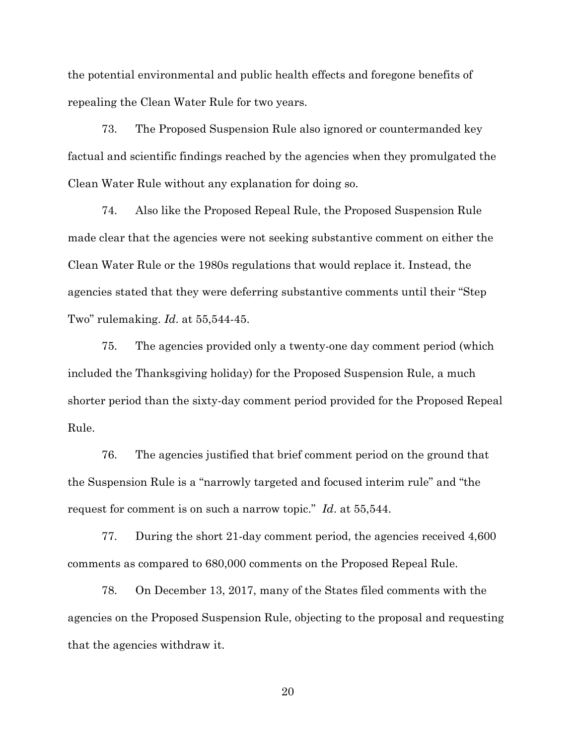the potential environmental and public health effects and foregone benefits of repealing the Clean Water Rule for two years.

73. The Proposed Suspension Rule also ignored or countermanded key factual and scientific findings reached by the agencies when they promulgated the Clean Water Rule without any explanation for doing so.

74. Also like the Proposed Repeal Rule, the Proposed Suspension Rule made clear that the agencies were not seeking substantive comment on either the Clean Water Rule or the 1980s regulations that would replace it. Instead, the agencies stated that they were deferring substantive comments until their "Step Two" rulemaking. *Id*. at 55,544-45.

75. The agencies provided only a twenty-one day comment period (which included the Thanksgiving holiday) for the Proposed Suspension Rule, a much shorter period than the sixty-day comment period provided for the Proposed Repeal Rule.

76. The agencies justified that brief comment period on the ground that the Suspension Rule is a "narrowly targeted and focused interim rule" and "the request for comment is on such a narrow topic." *Id*. at 55,544.

77. During the short 21-day comment period, the agencies received 4,600 comments as compared to 680,000 comments on the Proposed Repeal Rule.

78. On December 13, 2017, many of the States filed comments with the agencies on the Proposed Suspension Rule, objecting to the proposal and requesting that the agencies withdraw it.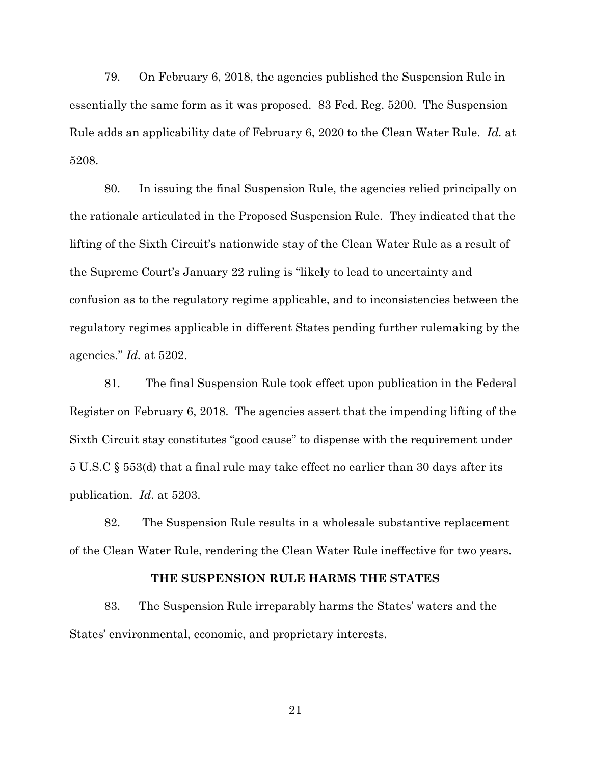79. On February 6, 2018, the agencies published the Suspension Rule in essentially the same form as it was proposed. 83 Fed. Reg. 5200. The Suspension Rule adds an applicability date of February 6, 2020 to the Clean Water Rule. *Id.* at 5208.

80. In issuing the final Suspension Rule, the agencies relied principally on the rationale articulated in the Proposed Suspension Rule. They indicated that the lifting of the Sixth Circuit's nationwide stay of the Clean Water Rule as a result of the Supreme Court's January 22 ruling is "likely to lead to uncertainty and confusion as to the regulatory regime applicable, and to inconsistencies between the regulatory regimes applicable in different States pending further rulemaking by the agencies." *Id.* at 5202.

81. The final Suspension Rule took effect upon publication in the Federal Register on February 6, 2018. The agencies assert that the impending lifting of the Sixth Circuit stay constitutes "good cause" to dispense with the requirement under 5 U.S.C § 553(d) that a final rule may take effect no earlier than 30 days after its publication. *Id*. at 5203.

82. The Suspension Rule results in a wholesale substantive replacement of the Clean Water Rule, rendering the Clean Water Rule ineffective for two years.

**THE SUSPENSION RULE HARMS THE STATES**

83. The Suspension Rule irreparably harms the States' waters and the States' environmental, economic, and proprietary interests.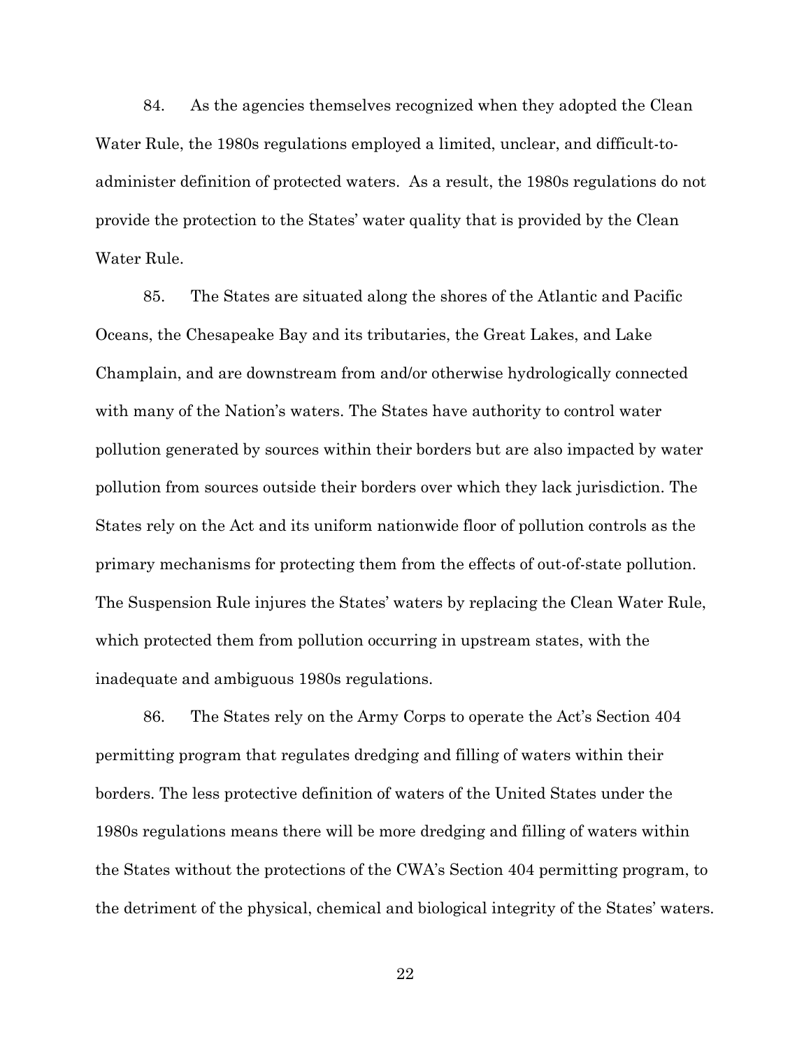84. As the agencies themselves recognized when they adopted the Clean Water Rule, the 1980s regulations employed a limited, unclear, and difficult-to-administer definition of protected waters. As a result, the 1980s regulations do not provide the protection to the States' water quality that is provided by the Clean Water Rule.

85. The States are situated along the shores of the Atlantic and Pacific Oceans, the Chesapeake Bay and its tributaries, the Great Lakes, and Lake Champlain, and are downstream from and/or otherwise hydrologically connected with many of the Nation's waters. The States have authority to control water pollution generated by sources within their borders but are also impacted by water pollution from sources outside their borders over which they lack jurisdiction. The States rely on the Act and its uniform nationwide floor of pollution controls as the primary mechanisms for protecting them from the effects of out-of-state pollution. The Suspension Rule injures the States' waters by replacing the Clean Water Rule, which protected them from pollution occurring in upstream states, with the inadequate and ambiguous 1980s regulations.

86. The States rely on the Army Corps to operate the Act's Section 404 permitting program that regulates dredging and filling of waters within their borders. The less protective definition of waters of the United States under the 1980s regulations means there will be more dredging and filling of waters within the States without the protections of the CWA's Section 404 permitting program, to the detriment of the physical, chemical and biological integrity of the States' waters.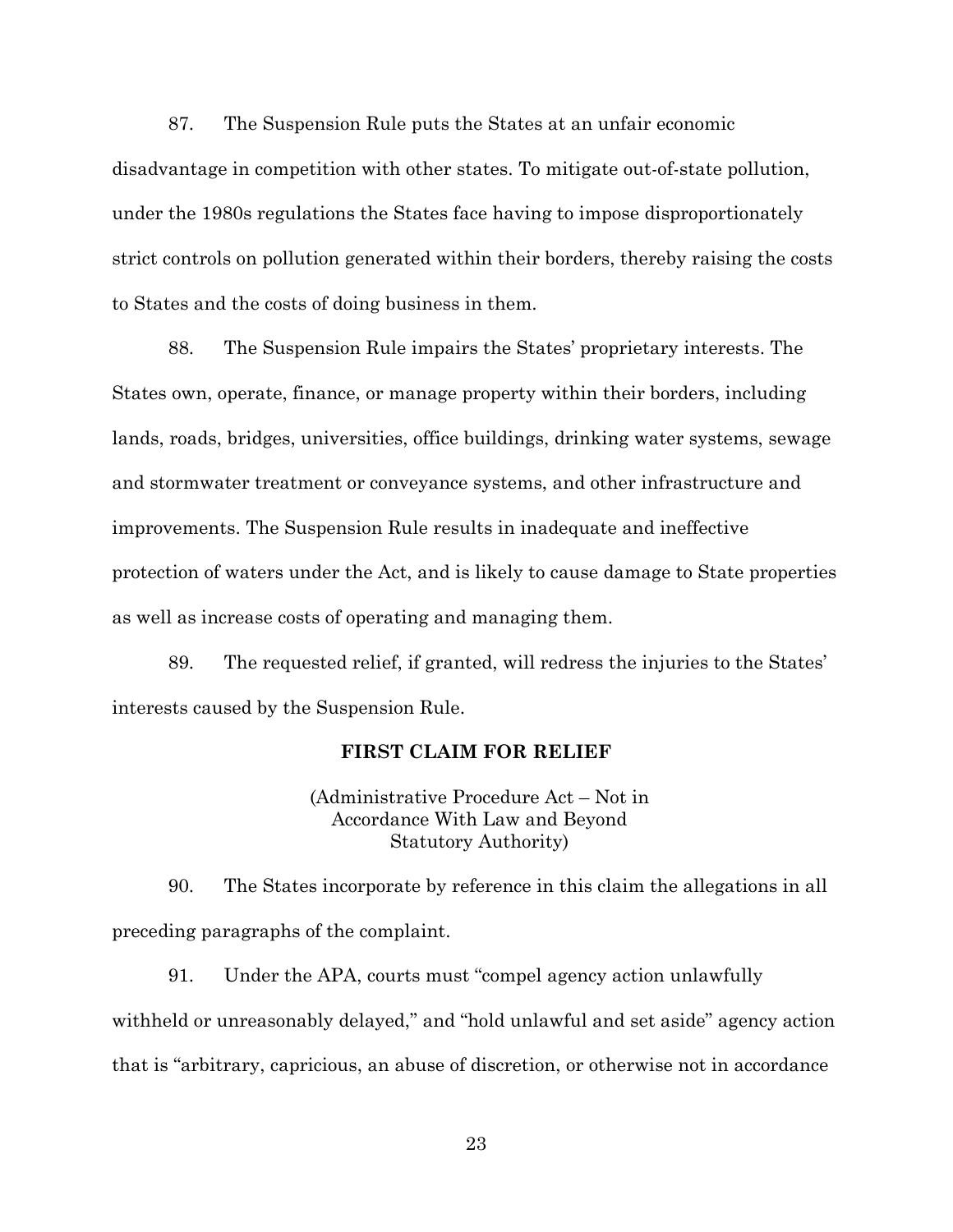87. The Suspension Rule puts the States at an unfair economic disadvantage in competition with other states. To mitigate out-of-state pollution, under the 1980s regulations the States face having to impose disproportionately strict controls on pollution generated within their borders, thereby raising the costs to States and the costs of doing business in them.

88. The Suspension Rule impairs the States' proprietary interests. The States own, operate, finance, or manage property within their borders, including lands, roads, bridges, universities, office buildings, drinking water systems, sewage and stormwater treatment or conveyance systems, and other infrastructure and improvements. The Suspension Rule results in inadequate and ineffective protection of waters under the Act, and is likely to cause damage to State properties as well as increase costs of operating and managing them.

89. The requested relief, if granted, will redress the injuries to the States' interests caused by the Suspension Rule.

## FIRST CLAIM FOR RELIEF

(Administrative Procedure Act – Not in Accordance With Law and Beyond Statutory Authority)

90. The States incorporate by reference in this claim the allegations in all preceding paragraphs of the complaint.

91. Under the APA, courts must "compel agency action unlawfully withheld or unreasonably delayed," and "hold unlawful and set aside" agency action that is "arbitrary, capricious, an abuse of discretion, or otherwise not in accordance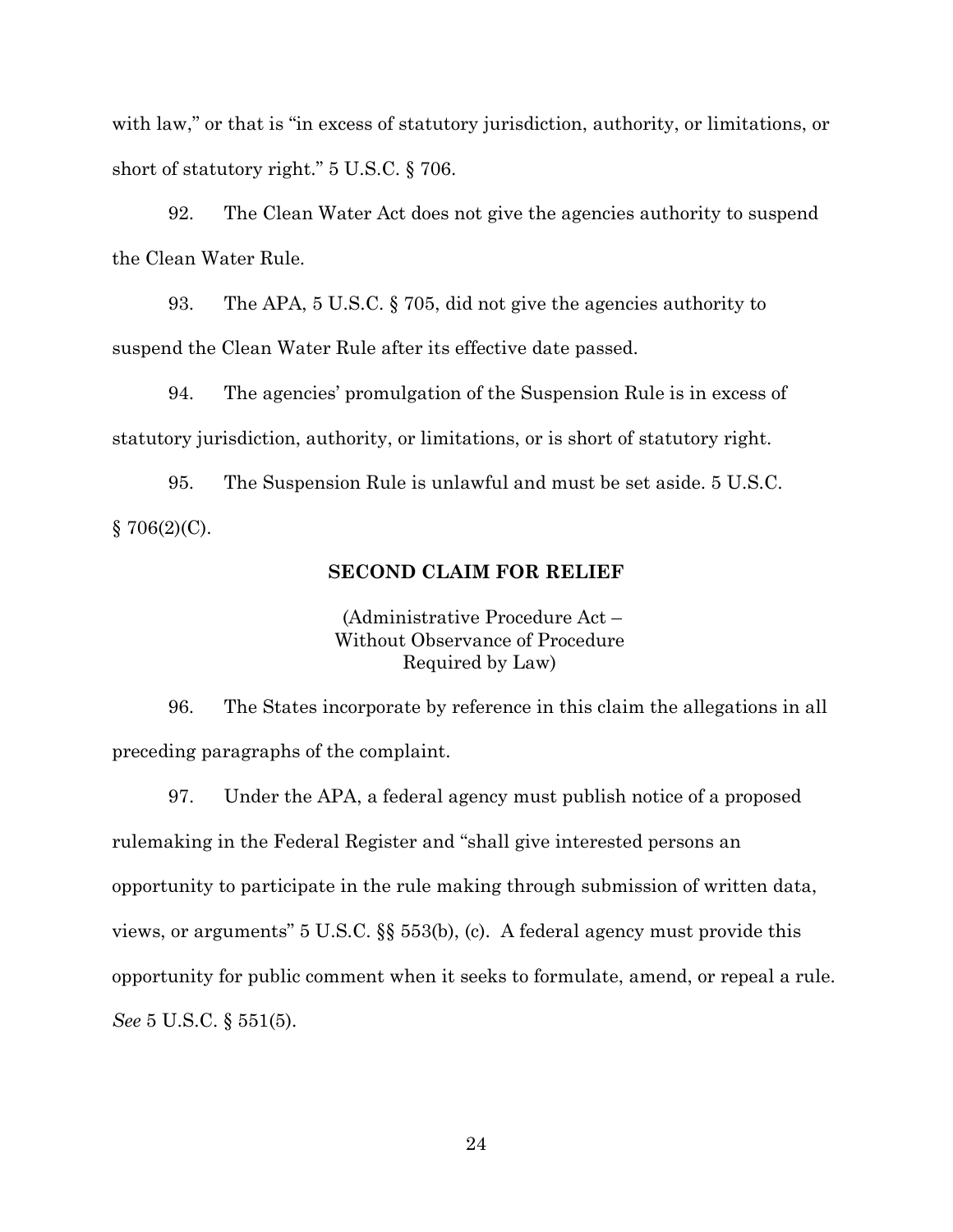with law," or that is "in excess of statutory jurisdiction, authority, or limitations, or short of statutory right." 5 U.S.C. § 706.

92. The Clean Water Act does not give the agencies authority to suspend the Clean Water Rule.

93. The APA, 5 U.S.C. § 705, did not give the agencies authority to suspend the Clean Water Rule after its effective date passed.

94. The agencies' promulgation of the Suspension Rule is in excess of statutory jurisdiction, authority, or limitations, or is short of statutory right.

95. The Suspension Rule is unlawful and must be set aside. 5 U.S.C. § 706(2)(C).

**SECOND CLAIM FOR RELIEF**

(Administrative Procedure Act – Without Observance of Procedure Required by Law)

96. The States incorporate by reference in this claim the allegations in all preceding paragraphs of the complaint.

97. Under the APA, a federal agency must publish notice of a proposed rulemaking in the Federal Register and "shall give interested persons an opportunity to participate in the rule making through submission of written data, views, or arguments" 5 U.S.C. §§ 553(b), (c). A federal agency must provide this opportunity for public comment when it seeks to formulate, amend, or repeal a rule. *See* 5 U.S.C. § 551(5).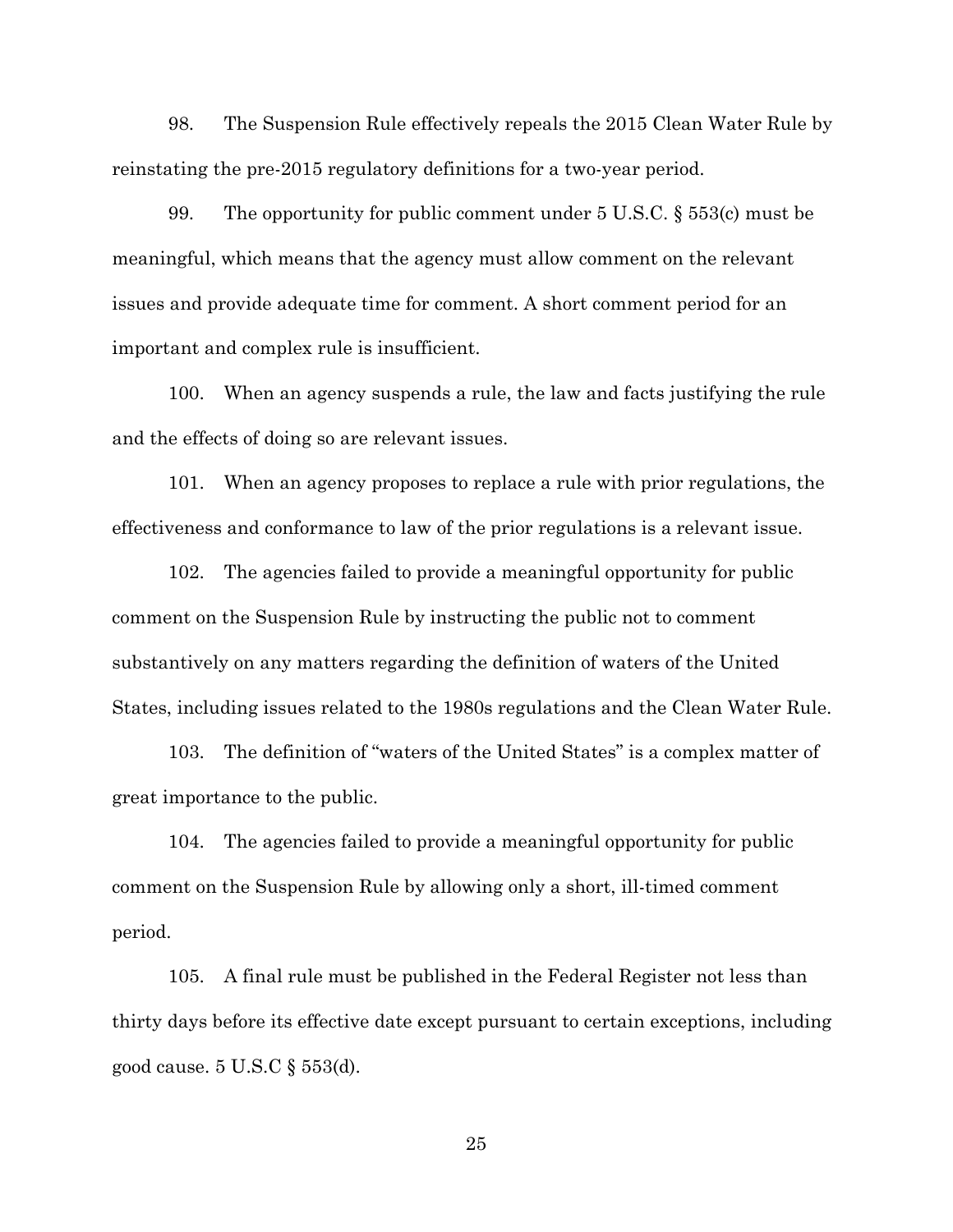98. The Suspension Rule effectively repeals the 2015 Clean Water Rule by reinstating the pre-2015 regulatory definitions for a two-year period.

99. The opportunity for public comment under 5 U.S.C. § 553(c) must be meaningful, which means that the agency must allow comment on the relevant issues and provide adequate time for comment. A short comment period for an important and complex rule is insufficient.

100. When an agency suspends a rule, the law and facts justifying the rule and the effects of doing so are relevant issues.

101. When an agency proposes to replace a rule with prior regulations, the effectiveness and conformance to law of the prior regulations is a relevant issue.

102. The agencies failed to provide a meaningful opportunity for public comment on the Suspension Rule by instructing the public not to comment substantively on any matters regarding the definition of waters of the United States, including issues related to the 1980s regulations and the Clean Water Rule.

103. The definition of "waters of the United States" is a complex matter of great importance to the public.

104. The agencies failed to provide a meaningful opportunity for public comment on the Suspension Rule by allowing only a short, ill-timed comment period.

105. A final rule must be published in the Federal Register not less than thirty days before its effective date except pursuant to certain exceptions, including good cause. 5 U.S.C § 553(d).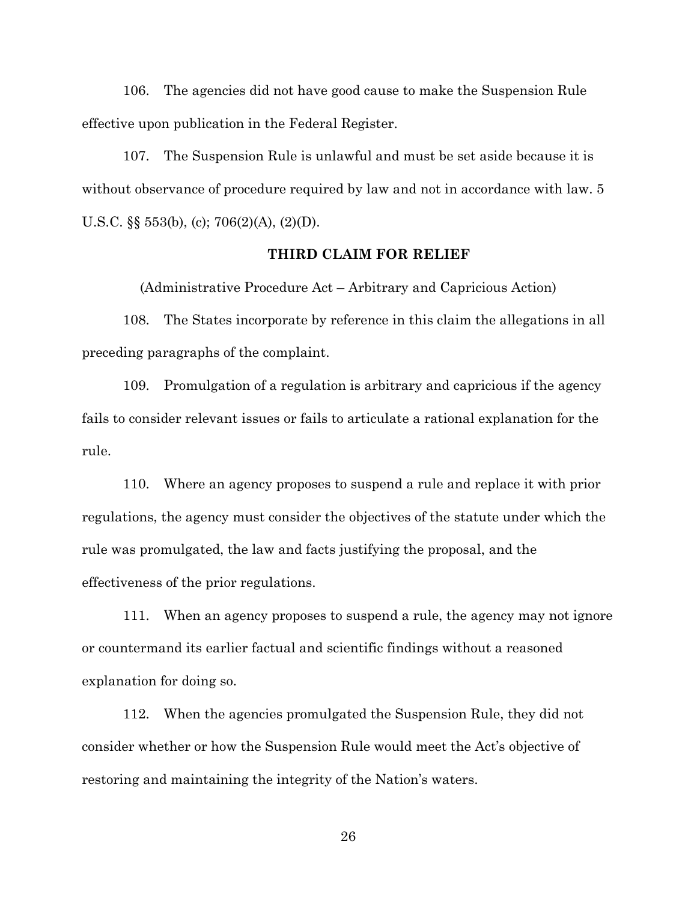106. The agencies did not have good cause to make the Suspension Rule effective upon publication in the Federal Register.

107. The Suspension Rule is unlawful and must be set aside because it is without observance of procedure required by law and not in accordance with law. 5 U.S.C. §§ 553(b), (c); 706(2)(A), (2)(D).

**THIRD CLAIM FOR RELIEF**

(Administrative Procedure Act – Arbitrary and Capricious Action)

108. The States incorporate by reference in this claim the allegations in all preceding paragraphs of the complaint.

109. Promulgation of a regulation is arbitrary and capricious if the agency fails to consider relevant issues or fails to articulate a rational explanation for the rule.

110. Where an agency proposes to suspend a rule and replace it with prior regulations, the agency must consider the objectives of the statute under which the rule was promulgated, the law and facts justifying the proposal, and the effectiveness of the prior regulations.

111. When an agency proposes to suspend a rule, the agency may not ignore or countermand its earlier factual and scientific findings without a reasoned explanation for doing so.

112. When the agencies promulgated the Suspension Rule, they did not consider whether or how the Suspension Rule would meet the Act's objective of restoring and maintaining the integrity of the Nation's waters.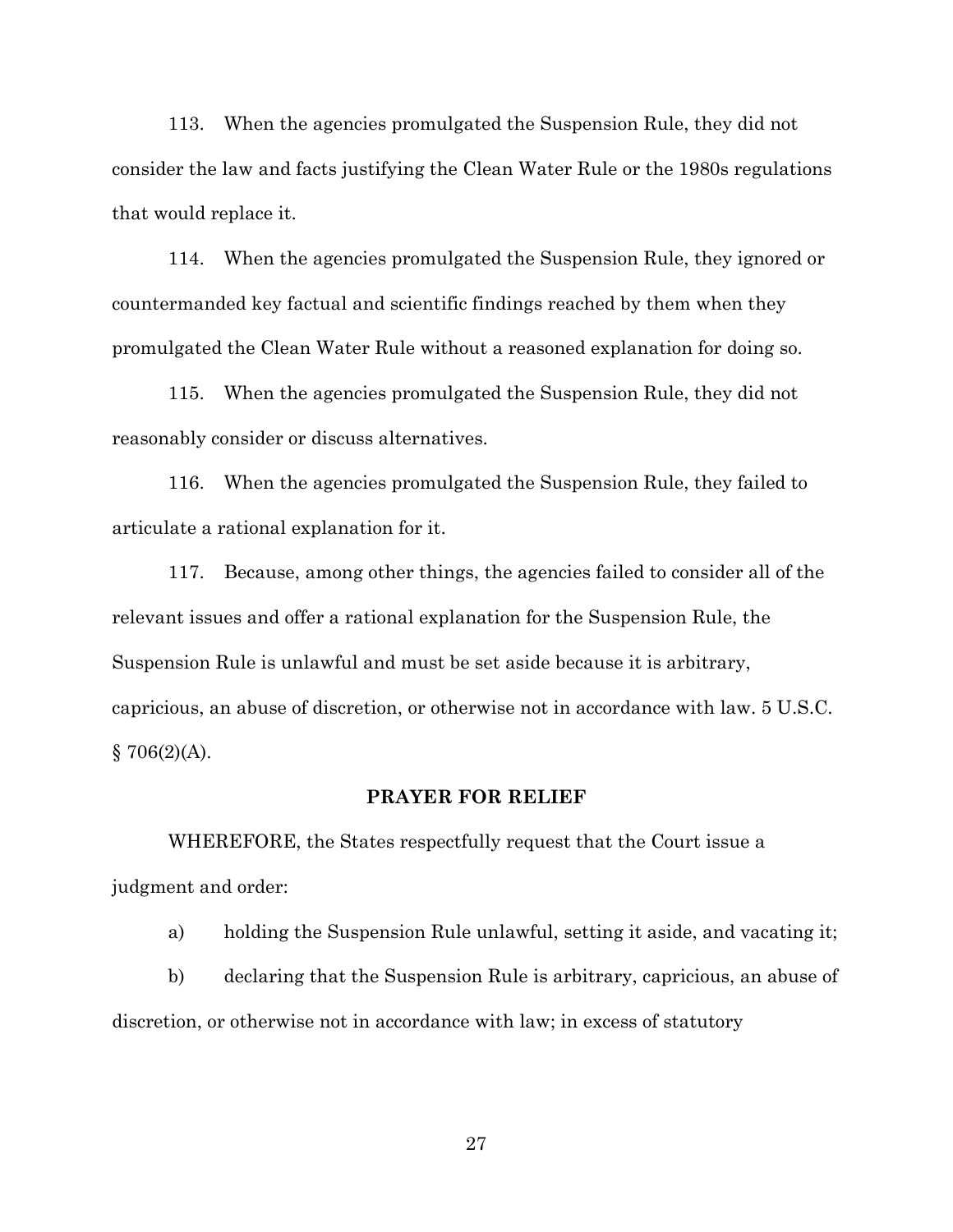113. When the agencies promulgated the Suspension Rule, they did not consider the law and facts justifying the Clean Water Rule or the 1980s regulations that would replace it.

114. When the agencies promulgated the Suspension Rule, they ignored or countermanded key factual and scientific findings reached by them when they promulgated the Clean Water Rule without a reasoned explanation for doing so.

115. When the agencies promulgated the Suspension Rule, they did not reasonably consider or discuss alternatives.

116. When the agencies promulgated the Suspension Rule, they failed to articulate a rational explanation for it.

117. Because, among other things, the agencies failed to consider all of the relevant issues and offer a rational explanation for the Suspension Rule, the Suspension Rule is unlawful and must be set aside because it is arbitrary, capricious, an abuse of discretion, or otherwise not in accordance with law. 5 U.S.C. § 706(2)(A).

**PRAYER FOR RELIEF**

WHEREFORE, the States respectfully request that the Court issue a judgment and order:

a) holding the Suspension Rule unlawful, setting it aside, and vacating it;

b) declaring that the Suspension Rule is arbitrary, capricious, an abuse of discretion, or otherwise not in accordance with law; in excess of statutory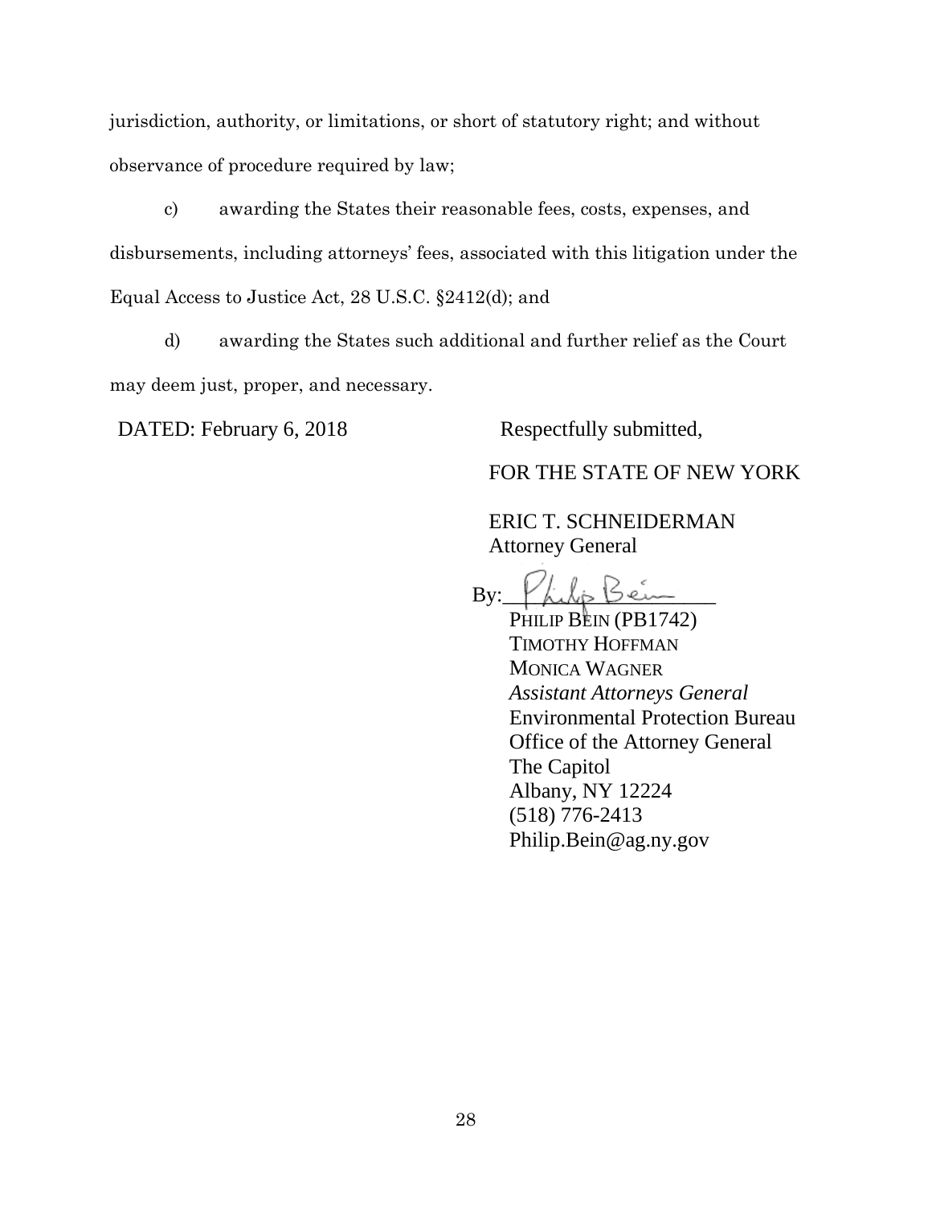jurisdiction, authority, or limitations, or short of statutory right; and without observance of procedure required by law;

c) awarding the States their reasonable fees, costs, expenses, and disbursements, including attorneys' fees, associated with this litigation under the Equal Access to Justice Act, 28 U.S.C. §2412(d); and

d) awarding the States such additional and further relief as the Court may deem just, proper, and necessary.

DATED: February 6, 2018

Respectfully submitted,

FOR THE STATE OF NEW YORK

ERIC T. SCHNEIDERMAN
Attorney General

By: /s/ Philip Bein

PHILIP BEIN (PB1742)
TIMOTHY HOFFMAN
MONICA WAGNER
*Assistant Attorneys General*
Environmental Protection Bureau
Office of the Attorney General
The Capitol
Albany, NY 12224
(518) 776-2413
Philip.Bein@ag.ny.gov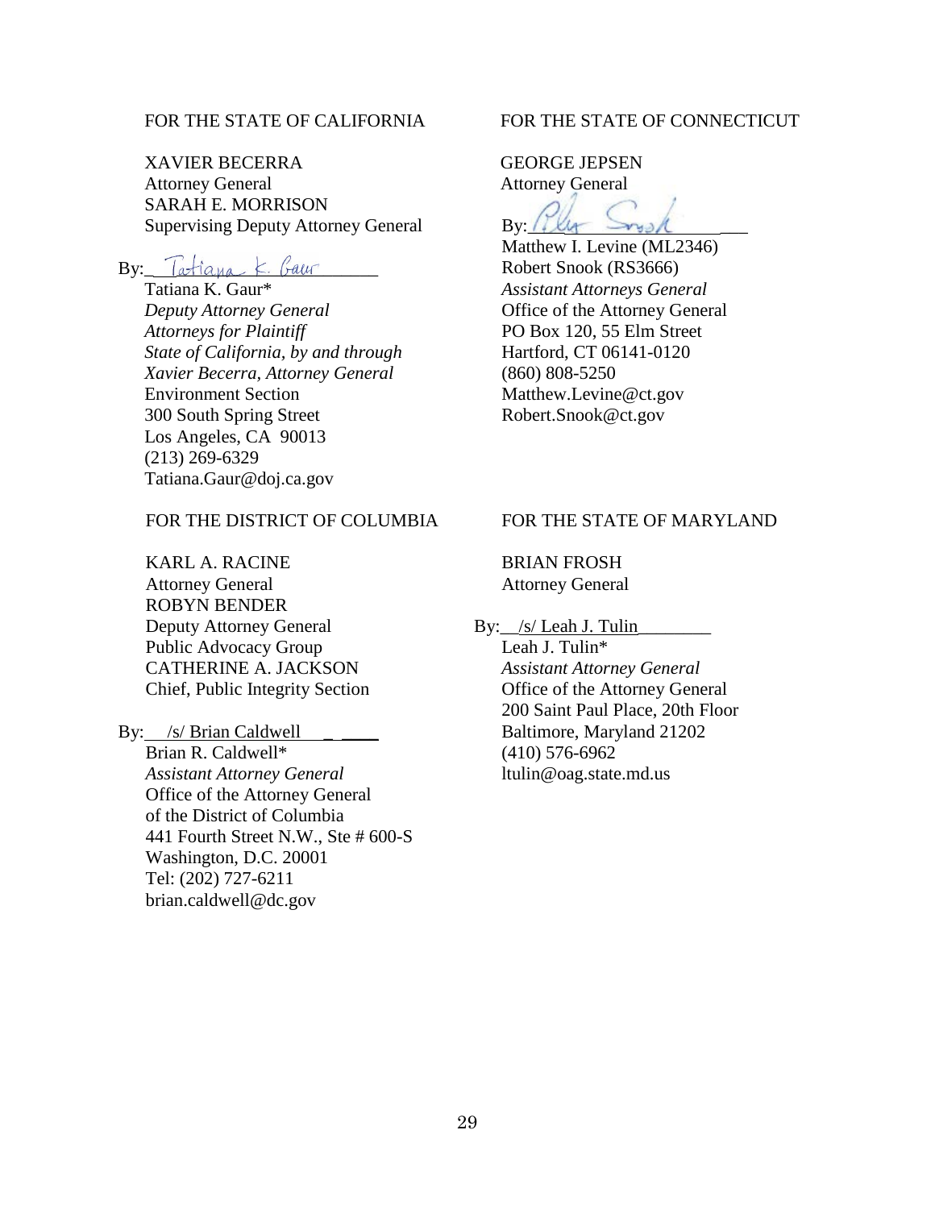FOR THE STATE OF CALIFORNIA

XAVIER BECERRA
Attorney General
SARAH E. MORRISON
Supervising Deputy Attorney General

By: Tatiana K. Gaur
Tatiana K. Gaur*
*Deputy Attorney General*
*Attorneys for Plaintiff*
*State of California, by and through*
*Xavier Becerra, Attorney General*
Environment Section
300 South Spring Street
Los Angeles, CA 90013
(213) 269-6329
Tatiana.Gaur@doj.ca.gov

FOR THE STATE OF CONNECTICUT

GEORGE JEPSEN
Attorney General

By: Rob Snook
Matthew I. Levine (ML2346)
Robert Snook (RS3666)
*Assistant Attorneys General*
Office of the Attorney General
PO Box 120, 55 Elm Street
Hartford, CT 06141-0120
(860) 808-5250
Matthew.Levine@ct.gov
Robert.Snook@ct.gov

FOR THE DISTRICT OF COLUMBIA

KARL A. RACINE
Attorney General
ROBYN BENDER
Deputy Attorney General
Public Advocacy Group
CATHERINE A. JACKSON
Chief, Public Integrity Section

By: /s/ Brian Caldwell
Brian R. Caldwell*
*Assistant Attorney General*
Office of the Attorney General
of the District of Columbia
441 Fourth Street N.W., Ste # 600-S
Washington, D.C. 20001
Tel: (202) 727-6211
brian.caldwell@dc.gov

FOR THE STATE OF MARYLAND

BRIAN FROSH
Attorney General

By: /s/ Leah J. Tulin
Leah J. Tulin*
*Assistant Attorney General*
Office of the Attorney General
200 Saint Paul Place, 20th Floor
Baltimore, Maryland 21202
(410) 576-6962
ltulin@oag.state.md.us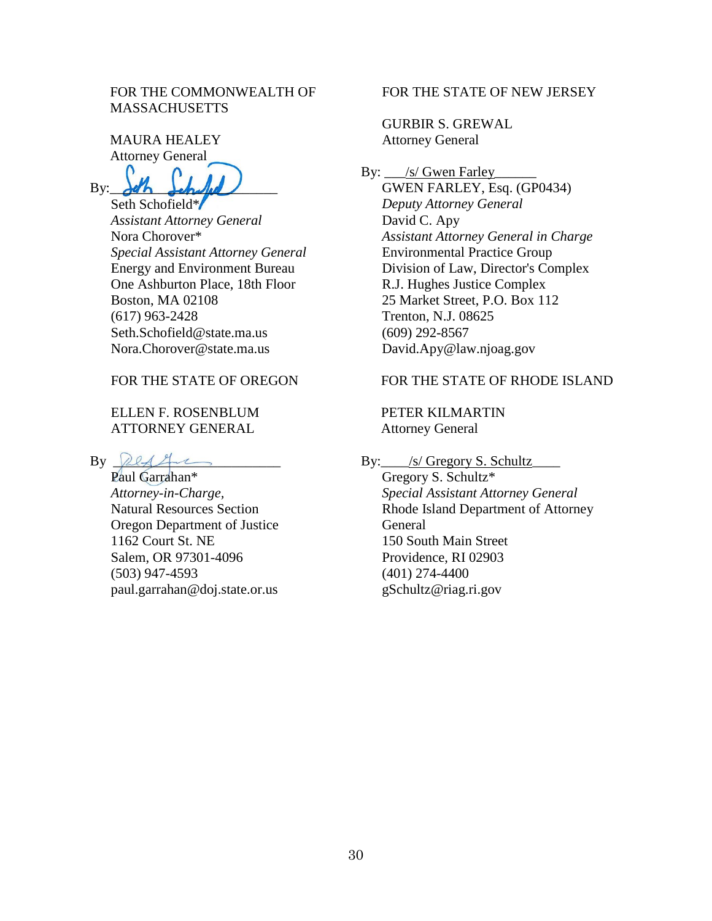FOR THE COMMONWEALTH OF MASSACHUSETTS

MAURA HEALEY
Attorney General

By: ______________________
Seth Schofield*
*Assistant Attorney General*
Nora Chorover*
*Special Assistant Attorney General*
Energy and Environment Bureau
One Ashburton Place, 18th Floor
Boston, MA 02108
(617) 963-2428
Seth.Schofield@state.ma.us
Nora.Chorover@state.ma.us

FOR THE STATE OF NEW JERSEY

GURBIR S. GREWAL
Attorney General

By: /s/ Gwen Farley
GWEN FARLEY, Esq. (GP0434)
*Deputy Attorney General*
David C. Apy
*Assistant Attorney General in Charge*
Environmental Practice Group
Division of Law, Director's Complex
R.J. Hughes Justice Complex
25 Market Street, P.O. Box 112
Trenton, N.J. 08625
(609) 292-8567
David.Apy@law.njoag.gov

FOR THE STATE OF OREGON

ELLEN F. ROSENBLUM
ATTORNEY GENERAL

By ______________________
Paul Garrahan*
*Attorney-in-Charge,*
Natural Resources Section
Oregon Department of Justice
1162 Court St. NE
Salem, OR 97301-4096
(503) 947-4593
paul.garrahan@doj.state.or.us

FOR THE STATE OF RHODE ISLAND

PETER KILMARTIN
Attorney General

By: /s/ Gregory S. Schultz
Gregory S. Schultz*
*Special Assistant Attorney General*
Rhode Island Department of Attorney General
150 South Main Street
Providence, RI 02903
(401) 274-4400
gSchultz@riag.ri.gov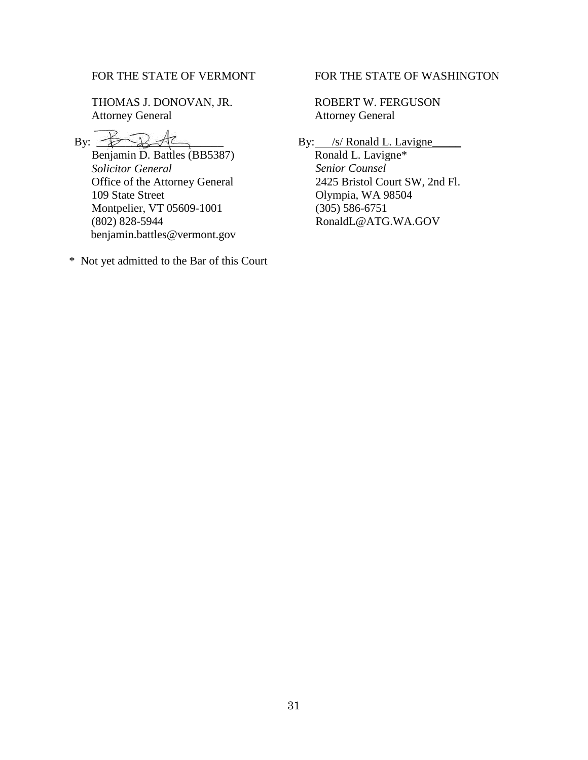FOR THE STATE OF VERMONT

THOMAS J. DONOVAN, JR.
Attorney General

By: ____________________
Benjamin D. Battles (BB5387)
*Solicitor General*
Office of the Attorney General
109 State Street
Montpelier, VT 05609-1001
(802) 828-5944
benjamin.battles@vermont.gov

FOR THE STATE OF WASHINGTON

ROBERT W. FERGUSON
Attorney General

By: /s/ Ronald L. Lavigne
Ronald L. Lavigne*
*Senior Counsel*
2425 Bristol Court SW, 2nd Fl.
Olympia, WA 98504
(305) 586-6751
RonaldL@ATG.WA.GOV

\* Not yet admitted to the Bar of this Court